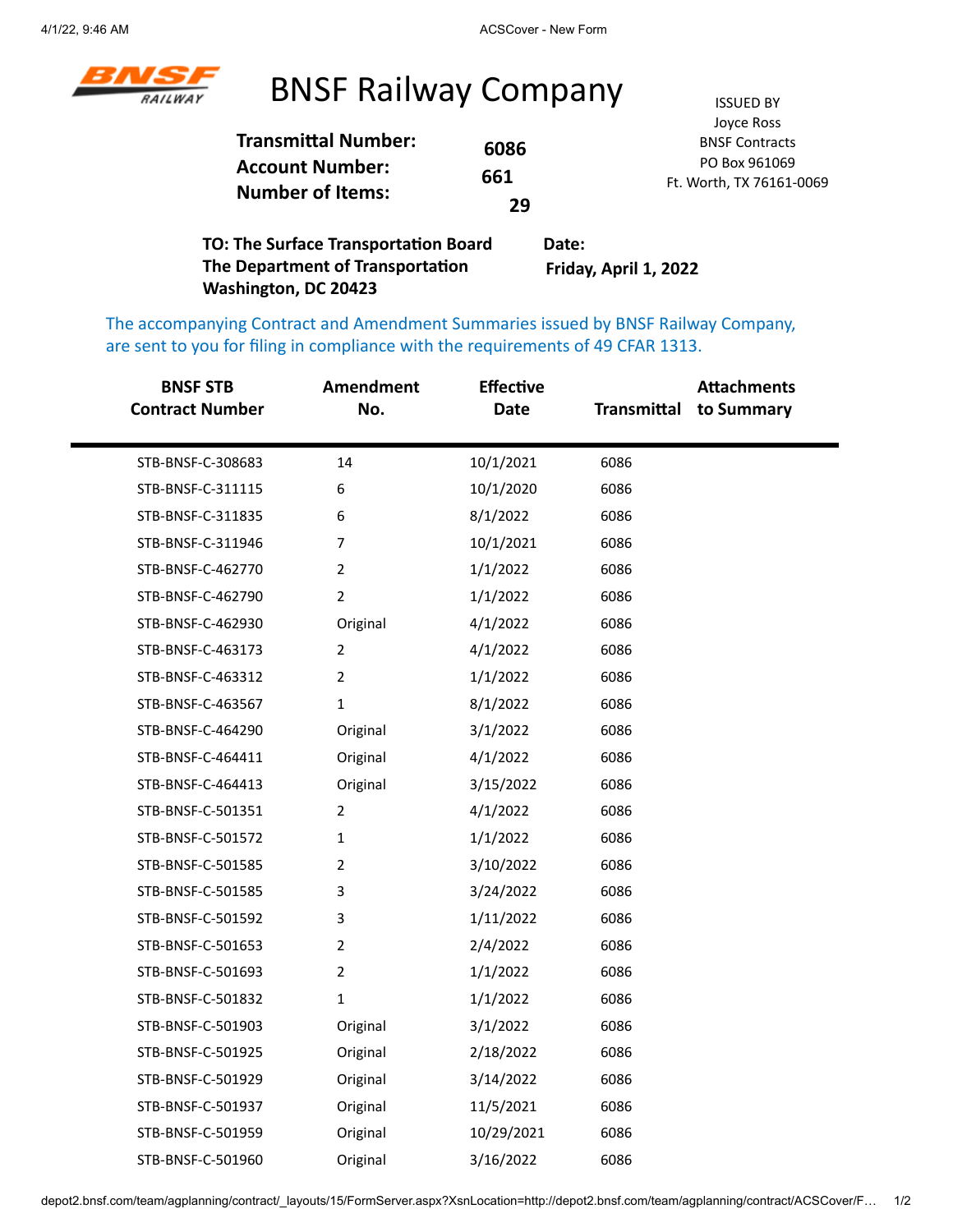# BNSF Railway Company

**Transmittal Number:** 6086
**Account Number:** 661
**Number of Items:** 29

ISSUED BY
Joyce Ross
BNSF Contracts
PO Box 961069
Ft. Worth, TX 76161-0069

**TO: The Surface Transportation Board**
**The Department of Transportation**
**Washington, DC 20423**

**Date:**
**Friday, April 1, 2022**

The accompanying Contract and Amendment Summaries issued by BNSF Railway Company, are sent to you for filing in compliance with the requirements of 49 CFAR 1313.

| BNSF STB Contract Number | Amendment No. | Effective Date | Transmittal | Attachments to Summary |
|---|---|---|---|---|
| STB-BNSF-C-308683 | 14 | 10/1/2021 | 6086 | |
| STB-BNSF-C-311115 | 6 | 10/1/2020 | 6086 | |
| STB-BNSF-C-311835 | 6 | 8/1/2022 | 6086 | |
| STB-BNSF-C-311946 | 7 | 10/1/2021 | 6086 | |
| STB-BNSF-C-462770 | 2 | 1/1/2022 | 6086 | |
| STB-BNSF-C-462790 | 2 | 1/1/2022 | 6086 | |
| STB-BNSF-C-462930 | Original | 4/1/2022 | 6086 | |
| STB-BNSF-C-463173 | 2 | 4/1/2022 | 6086 | |
| STB-BNSF-C-463312 | 2 | 1/1/2022 | 6086 | |
| STB-BNSF-C-463567 | 1 | 8/1/2022 | 6086 | |
| STB-BNSF-C-464290 | Original | 3/1/2022 | 6086 | |
| STB-BNSF-C-464411 | Original | 4/1/2022 | 6086 | |
| STB-BNSF-C-464413 | Original | 3/15/2022 | 6086 | |
| STB-BNSF-C-501351 | 2 | 4/1/2022 | 6086 | |
| STB-BNSF-C-501572 | 1 | 1/1/2022 | 6086 | |
| STB-BNSF-C-501585 | 2 | 3/10/2022 | 6086 | |
| STB-BNSF-C-501585 | 3 | 3/24/2022 | 6086 | |
| STB-BNSF-C-501592 | 3 | 1/11/2022 | 6086 | |
| STB-BNSF-C-501653 | 2 | 2/4/2022 | 6086 | |
| STB-BNSF-C-501693 | 2 | 1/1/2022 | 6086 | |
| STB-BNSF-C-501832 | 1 | 1/1/2022 | 6086 | |
| STB-BNSF-C-501903 | Original | 3/1/2022 | 6086 | |
| STB-BNSF-C-501925 | Original | 2/18/2022 | 6086 | |
| STB-BNSF-C-501929 | Original | 3/14/2022 | 6086 | |
| STB-BNSF-C-501937 | Original | 11/5/2021 | 6086 | |
| STB-BNSF-C-501959 | Original | 10/29/2021 | 6086 | |
| STB-BNSF-C-501960 | Original | 3/16/2022 | 6086 | |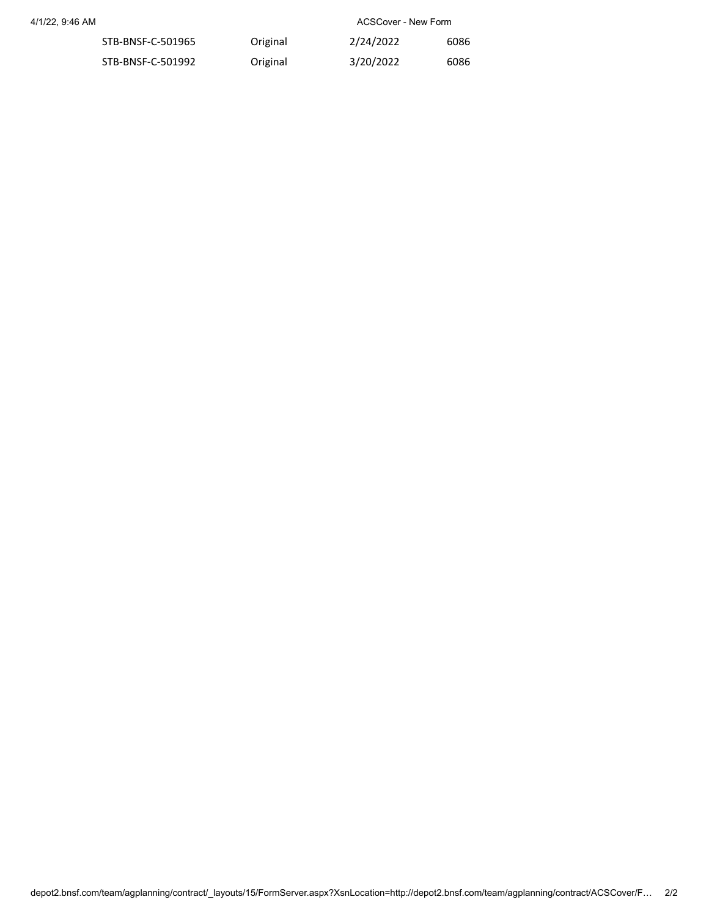| | | | |
|---|---|---|---|
| STB-BNSF-C-501965 | Original | 2/24/2022 | 6086 |
| STB-BNSF-C-501992 | Original | 3/20/2022 | 6086 |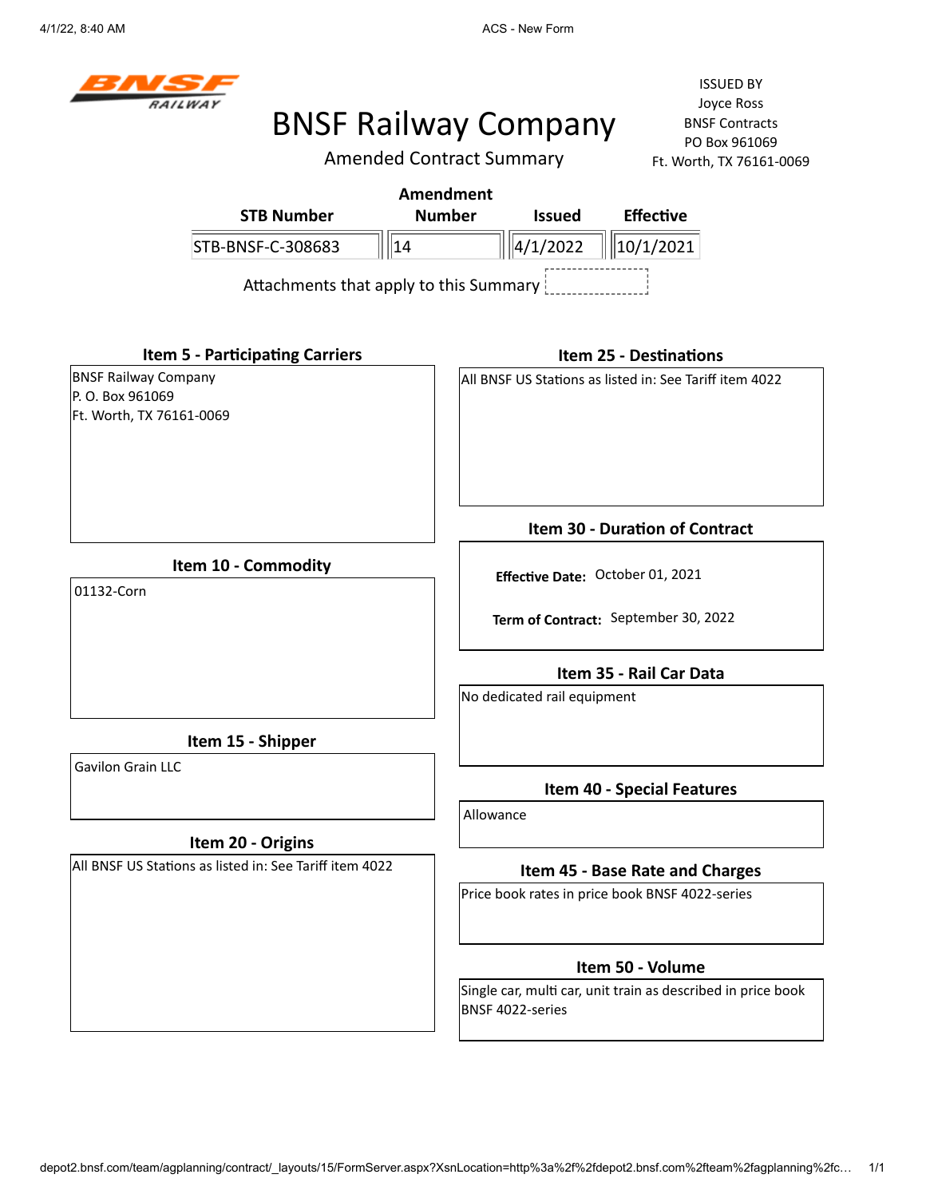BNSF RAILWAY

# BNSF Railway Company

## Amended Contract Summary

ISSUED BY
Joyce Ross
BNSF Contracts
PO Box 961069
Ft. Worth, TX 76161-0069

| STB Number | Amendment Number | Issued | Effective |
| --- | --- | --- | --- |
| STB-BNSF-C-308683 | 14 | 4/1/2022 | 10/1/2021 |

Attachments that apply to this Summary

### Item 5 - Participating Carriers

BNSF Railway Company
P. O. Box 961069
Ft. Worth, TX 76161-0069

### Item 10 - Commodity

01132-Corn

### Item 15 - Shipper

Gavilon Grain LLC

### Item 20 - Origins

All BNSF US Stations as listed in: See Tariff item 4022

### Item 25 - Destinations

All BNSF US Stations as listed in: See Tariff item 4022

### Item 30 - Duration of Contract

**Effective Date:** October 01, 2021

**Term of Contract:** September 30, 2022

### Item 35 - Rail Car Data

No dedicated rail equipment

### Item 40 - Special Features

Allowance

### Item 45 - Base Rate and Charges

Price book rates in price book BNSF 4022-series

### Item 50 - Volume

Single car, multi car, unit train as described in price book BNSF 4022-series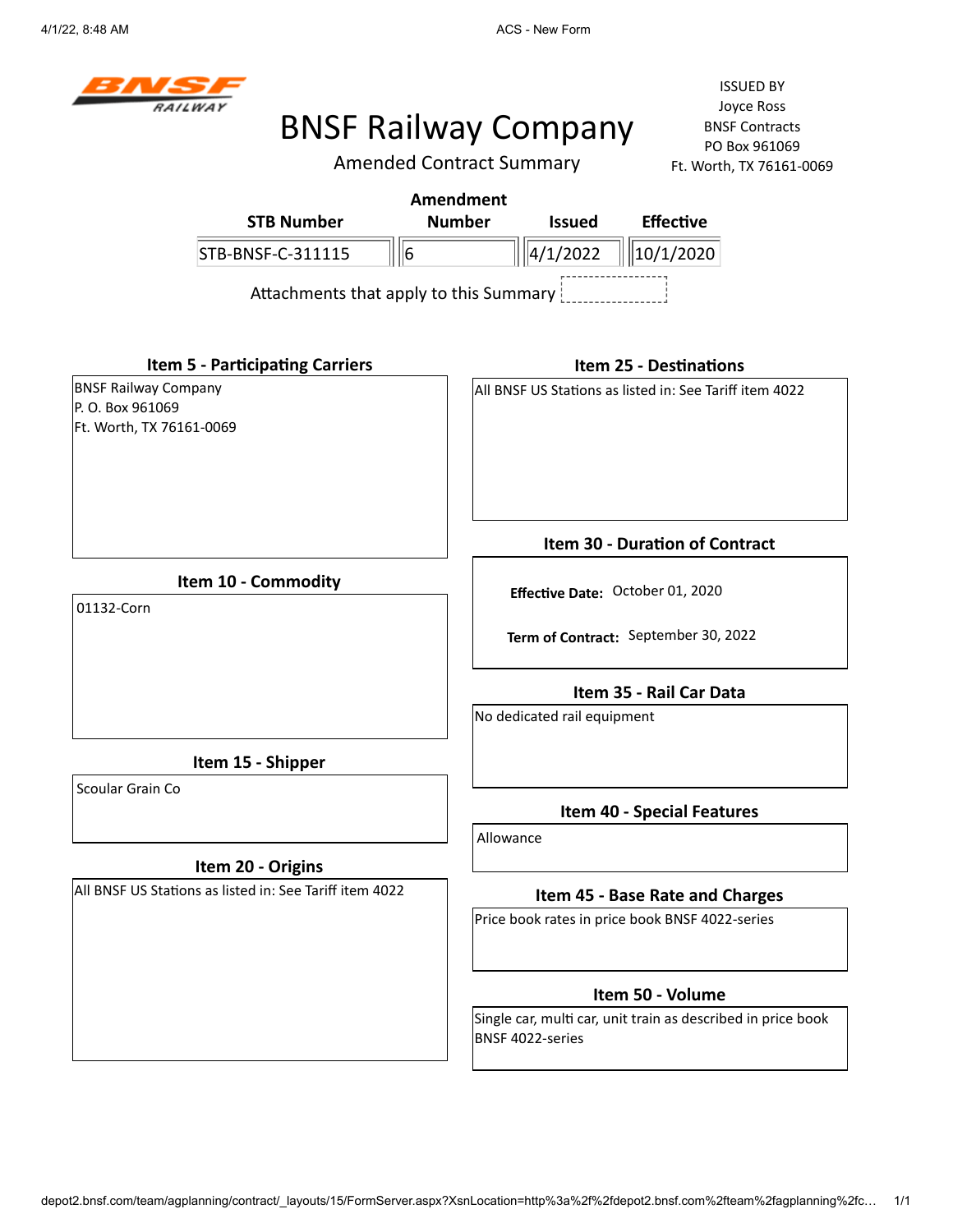BNSF RAILWAY

# BNSF Railway Company

## Amended Contract Summary

ISSUED BY
Joyce Ross
BNSF Contracts
PO Box 961069
Ft. Worth, TX 76161-0069

| STB Number | Amendment Number | Issued | Effective |
|---|---|---|---|
| STB-BNSF-C-311115 | 6 | 4/1/2022 | 10/1/2020 |

Attachments that apply to this Summary

### Item 5 - Participating Carriers

BNSF Railway Company
P. O. Box 961069
Ft. Worth, TX 76161-0069

### Item 10 - Commodity

01132-Corn

### Item 15 - Shipper

Scoular Grain Co

### Item 20 - Origins

All BNSF US Stations as listed in: See Tariff item 4022

### Item 25 - Destinations

All BNSF US Stations as listed in: See Tariff item 4022

### Item 30 - Duration of Contract

**Effective Date:** October 01, 2020

**Term of Contract:** September 30, 2022

### Item 35 - Rail Car Data

No dedicated rail equipment

### Item 40 - Special Features

Allowance

### Item 45 - Base Rate and Charges

Price book rates in price book BNSF 4022-series

### Item 50 - Volume

Single car, multi car, unit train as described in price book BNSF 4022-series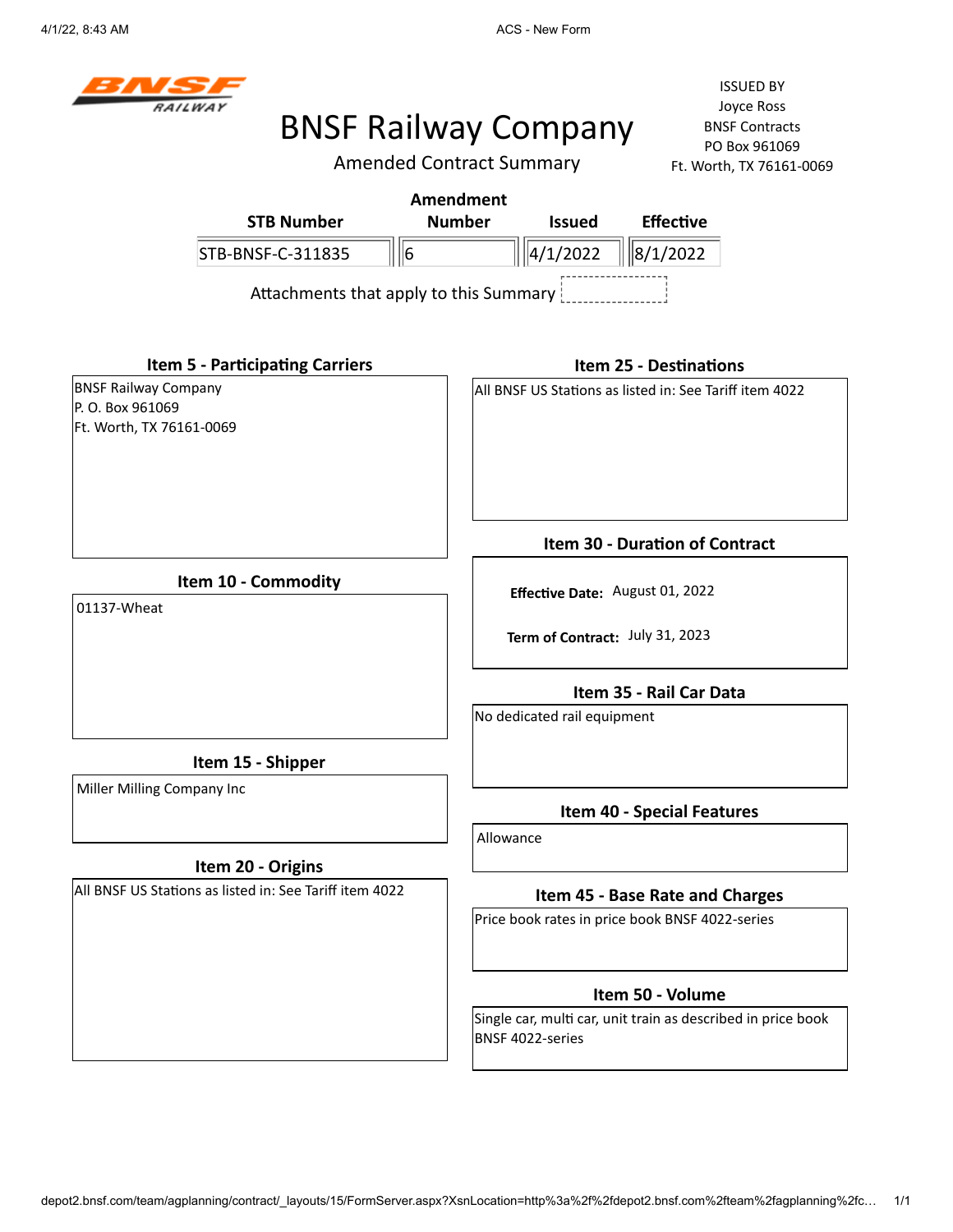# BNSF Railway Company

## Amended Contract Summary

ISSUED BY
Joyce Ross
BNSF Contracts
PO Box 961069
Ft. Worth, TX 76161-0069

| STB Number | Amendment Number | Issued | Effective |
|---|---|---|---|
| STB-BNSF-C-311835 | 6 | 4/1/2022 | 8/1/2022 |

Attachments that apply to this Summary

### Item 5 - Participating Carriers

BNSF Railway Company
P. O. Box 961069
Ft. Worth, TX 76161-0069

### Item 10 - Commodity

01137-Wheat

### Item 15 - Shipper

Miller Milling Company Inc

### Item 20 - Origins

All BNSF US Stations as listed in: See Tariff item 4022

### Item 25 - Destinations

All BNSF US Stations as listed in: See Tariff item 4022

### Item 30 - Duration of Contract

**Effective Date:** August 01, 2022

**Term of Contract:** July 31, 2023

### Item 35 - Rail Car Data

No dedicated rail equipment

### Item 40 - Special Features

Allowance

### Item 45 - Base Rate and Charges

Price book rates in price book BNSF 4022-series

### Item 50 - Volume

Single car, multi car, unit train as described in price book BNSF 4022-series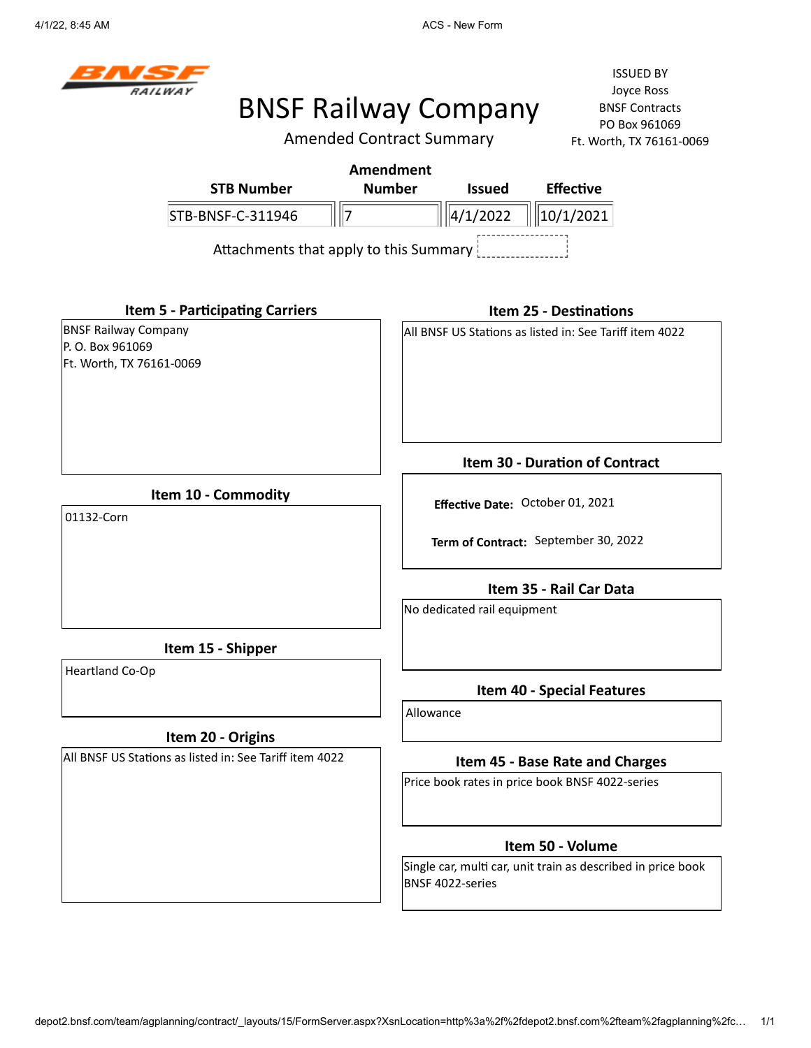# BNSF Railway Company

## Amended Contract Summary

ISSUED BY
Joyce Ross
BNSF Contracts
PO Box 961069
Ft. Worth, TX 76161-0069

| STB Number | Amendment Number | Issued | Effective |
|---|---|---|---|
| STB-BNSF-C-311946 | 7 | 4/1/2022 | 10/1/2021 |

Attachments that apply to this Summary

### Item 5 - Participating Carriers

BNSF Railway Company
P. O. Box 961069
Ft. Worth, TX 76161-0069

### Item 10 - Commodity

01132-Corn

### Item 15 - Shipper

Heartland Co-Op

### Item 20 - Origins

All BNSF US Stations as listed in: See Tariff item 4022

### Item 25 - Destinations

All BNSF US Stations as listed in: See Tariff item 4022

### Item 30 - Duration of Contract

**Effective Date:** October 01, 2021

**Term of Contract:** September 30, 2022

### Item 35 - Rail Car Data

No dedicated rail equipment

### Item 40 - Special Features

Allowance

### Item 45 - Base Rate and Charges

Price book rates in price book BNSF 4022-series

### Item 50 - Volume

Single car, multi car, unit train as described in price book BNSF 4022-series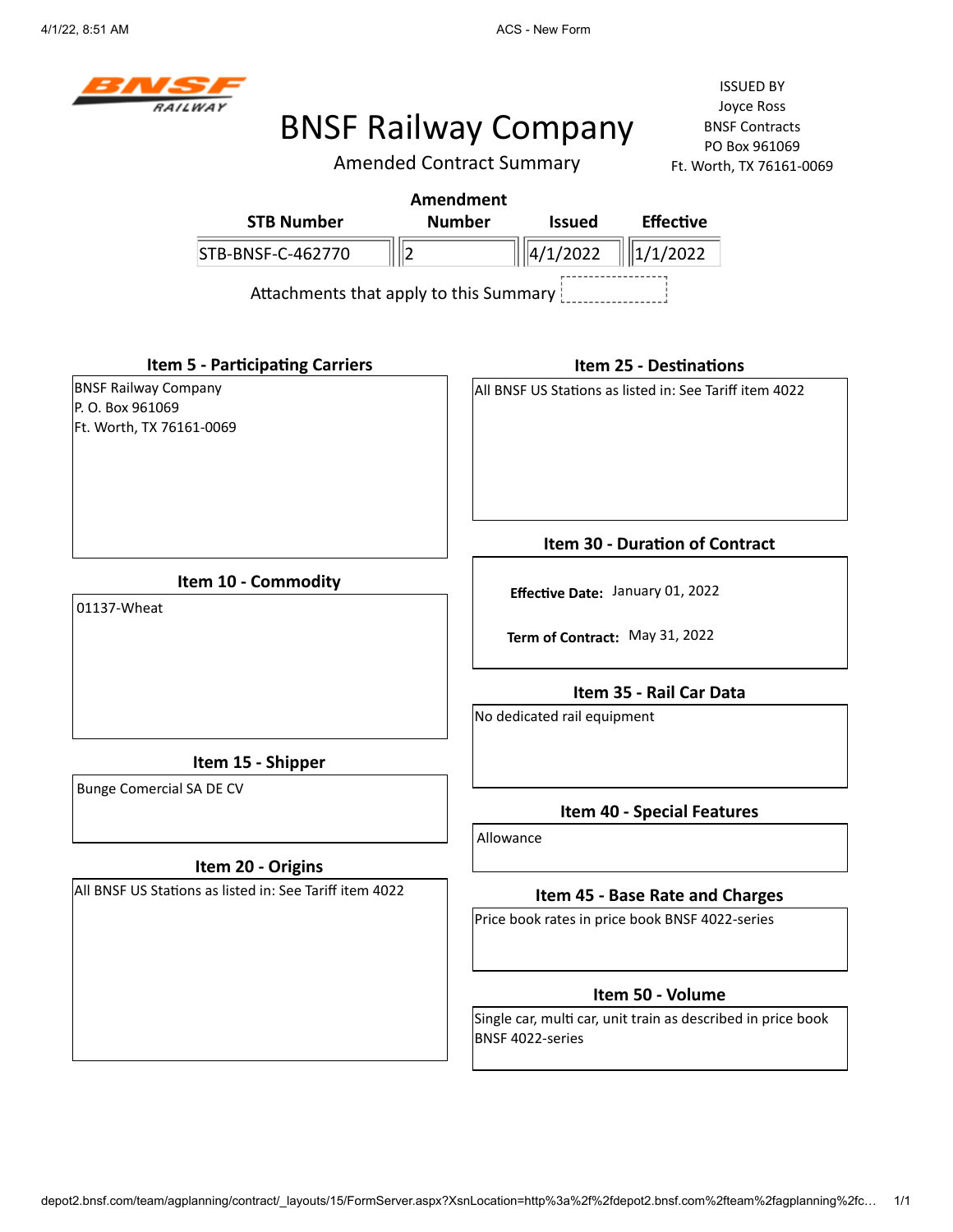# BNSF Railway Company

## Amended Contract Summary

ISSUED BY
Joyce Ross
BNSF Contracts
PO Box 961069
Ft. Worth, TX 76161-0069

| STB Number | Amendment Number | Issued | Effective |
|---|---|---|---|
| STB-BNSF-C-462770 | 2 | 4/1/2022 | 1/1/2022 |

Attachments that apply to this Summary

### Item 5 - Participating Carriers

BNSF Railway Company
P. O. Box 961069
Ft. Worth, TX 76161-0069

### Item 10 - Commodity

01137-Wheat

### Item 15 - Shipper

Bunge Comercial SA DE CV

### Item 20 - Origins

All BNSF US Stations as listed in: See Tariff item 4022

### Item 25 - Destinations

All BNSF US Stations as listed in: See Tariff item 4022

### Item 30 - Duration of Contract

**Effective Date:** January 01, 2022

**Term of Contract:** May 31, 2022

### Item 35 - Rail Car Data

No dedicated rail equipment

### Item 40 - Special Features

Allowance

### Item 45 - Base Rate and Charges

Price book rates in price book BNSF 4022-series

### Item 50 - Volume

Single car, multi car, unit train as described in price book BNSF 4022-series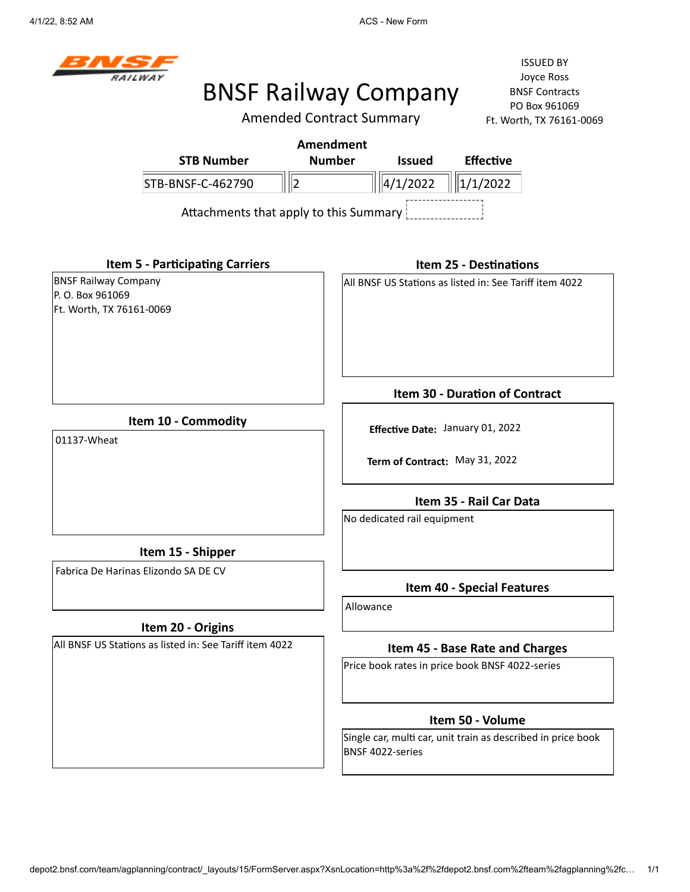ISSUED BY
Joyce Ross
BNSF Contracts
PO Box 961069
Ft. Worth, TX 76161-0069

# BNSF Railway Company

## Amended Contract Summary

| STB Number | Amendment Number | Issued | Effective |
|---|---|---|---|
| STB-BNSF-C-462790 | 2 | 4/1/2022 | 1/1/2022 |

Attachments that apply to this Summary

### Item 5 - Participating Carriers

BNSF Railway Company
P. O. Box 961069
Ft. Worth, TX 76161-0069

### Item 10 - Commodity

01137-Wheat

### Item 15 - Shipper

Fabrica De Harinas Elizondo SA DE CV

### Item 20 - Origins

All BNSF US Stations as listed in: See Tariff item 4022

### Item 25 - Destinations

All BNSF US Stations as listed in: See Tariff item 4022

### Item 30 - Duration of Contract

**Effective Date:** January 01, 2022

**Term of Contract:** May 31, 2022

### Item 35 - Rail Car Data

No dedicated rail equipment

### Item 40 - Special Features

Allowance

### Item 45 - Base Rate and Charges

Price book rates in price book BNSF 4022-series

### Item 50 - Volume

Single car, multi car, unit train as described in price book BNSF 4022-series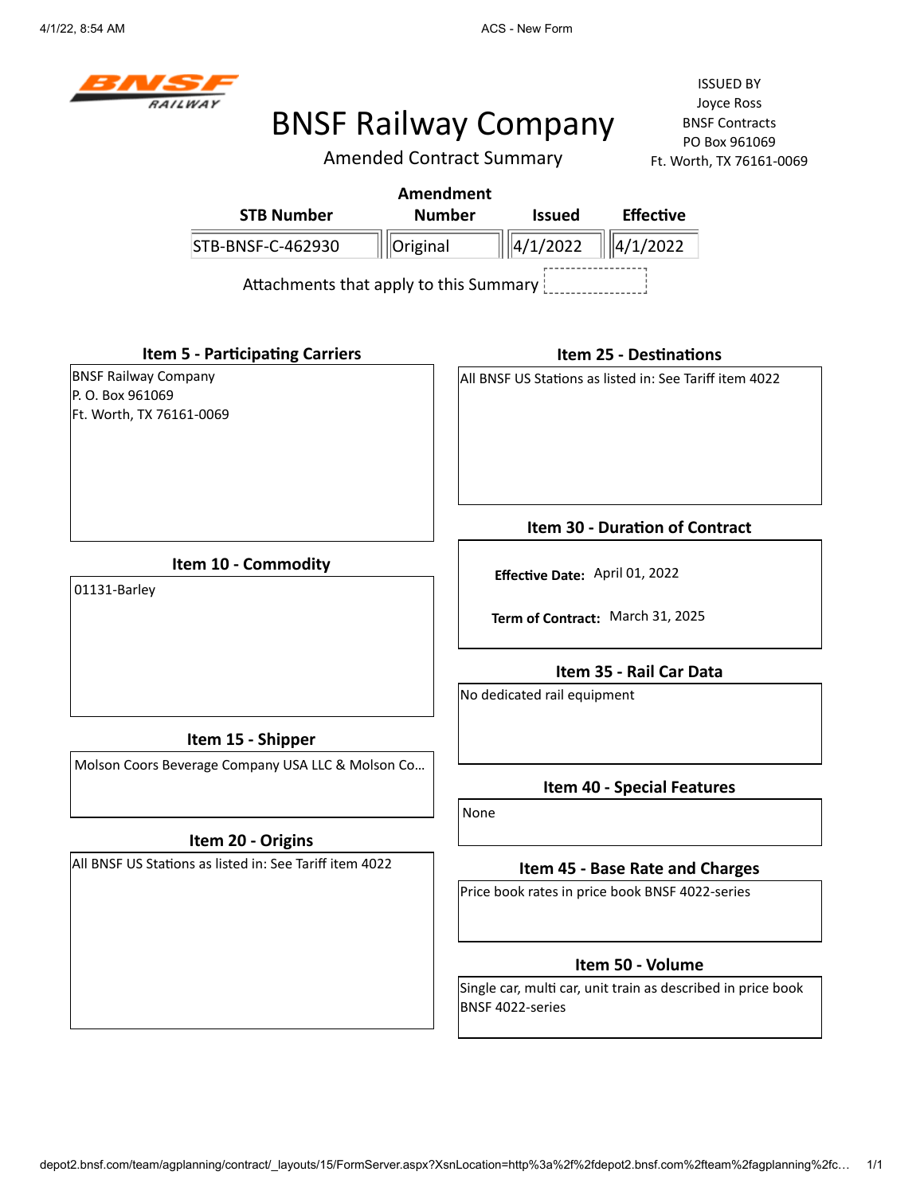BNSF RAILWAY

# BNSF Railway Company

## Amended Contract Summary

ISSUED BY
Joyce Ross
BNSF Contracts
PO Box 961069
Ft. Worth, TX 76161-0069

| STB Number | Amendment Number | Issued | Effective |
|---|---|---|---|
| STB-BNSF-C-462930 | Original | 4/1/2022 | 4/1/2022 |

Attachments that apply to this Summary

### Item 5 - Participating Carriers

BNSF Railway Company
P. O. Box 961069
Ft. Worth, TX 76161-0069

### Item 10 - Commodity

01131-Barley

### Item 15 - Shipper

Molson Coors Beverage Company USA LLC & Molson Co...

### Item 20 - Origins

All BNSF US Stations as listed in: See Tariff item 4022

### Item 25 - Destinations

All BNSF US Stations as listed in: See Tariff item 4022

### Item 30 - Duration of Contract

**Effective Date:** April 01, 2022

**Term of Contract:** March 31, 2025

### Item 35 - Rail Car Data

No dedicated rail equipment

### Item 40 - Special Features

None

### Item 45 - Base Rate and Charges

Price book rates in price book BNSF 4022-series

### Item 50 - Volume

Single car, multi car, unit train as described in price book BNSF 4022-series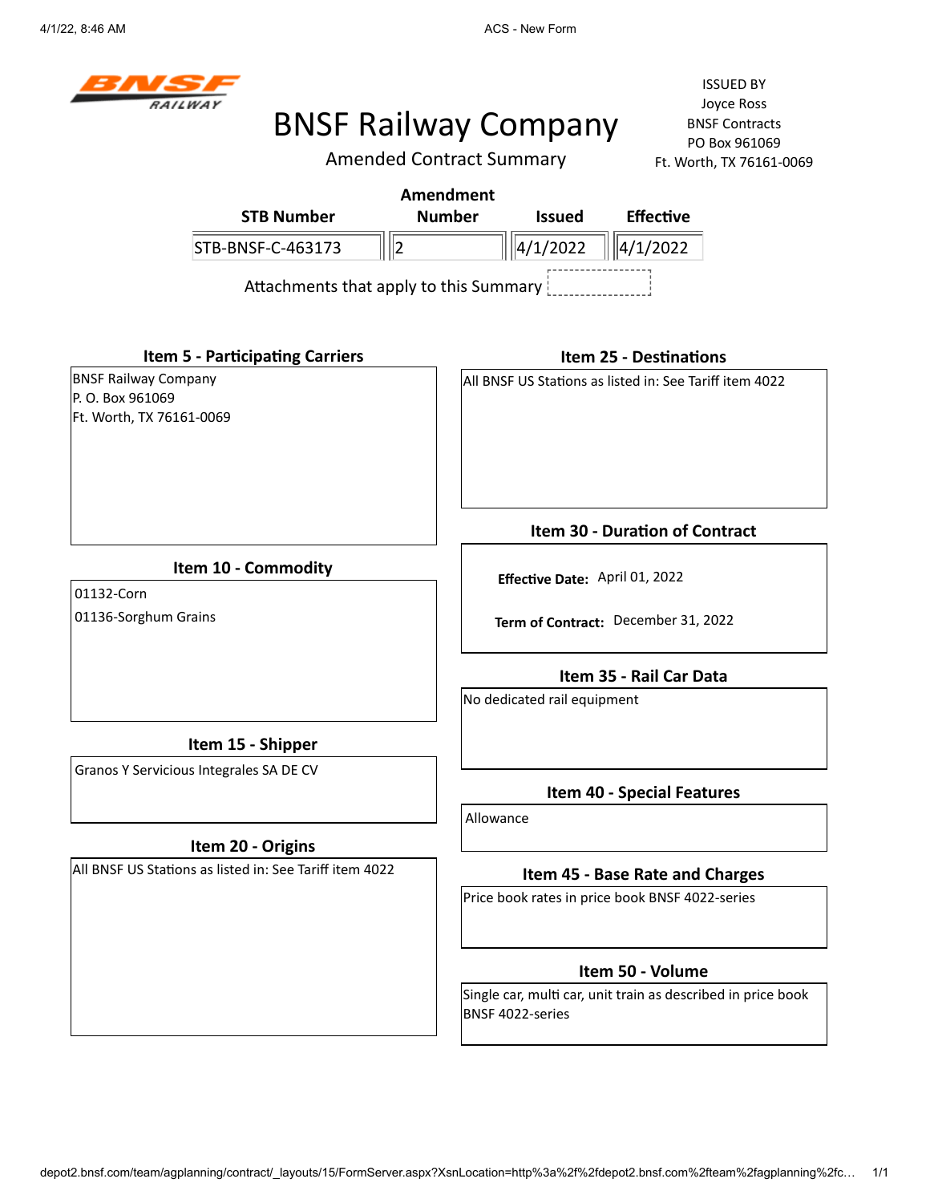# BNSF Railway Company

## Amended Contract Summary

ISSUED BY
Joyce Ross
BNSF Contracts
PO Box 961069
Ft. Worth, TX 76161-0069

| STB Number | Amendment Number | Issued | Effective |
|---|---|---|---|
| STB-BNSF-C-463173 | 2 | 4/1/2022 | 4/1/2022 |

Attachments that apply to this Summary

### Item 5 - Participating Carriers

BNSF Railway Company
P. O. Box 961069
Ft. Worth, TX 76161-0069

### Item 10 - Commodity

01132-Corn
01136-Sorghum Grains

### Item 15 - Shipper

Granos Y Servicious Integrales SA DE CV

### Item 20 - Origins

All BNSF US Stations as listed in: See Tariff item 4022

### Item 25 - Destinations

All BNSF US Stations as listed in: See Tariff item 4022

### Item 30 - Duration of Contract

**Effective Date:** April 01, 2022

**Term of Contract:** December 31, 2022

### Item 35 - Rail Car Data

No dedicated rail equipment

### Item 40 - Special Features

Allowance

### Item 45 - Base Rate and Charges

Price book rates in price book BNSF 4022-series

### Item 50 - Volume

Single car, multi car, unit train as described in price book BNSF 4022-series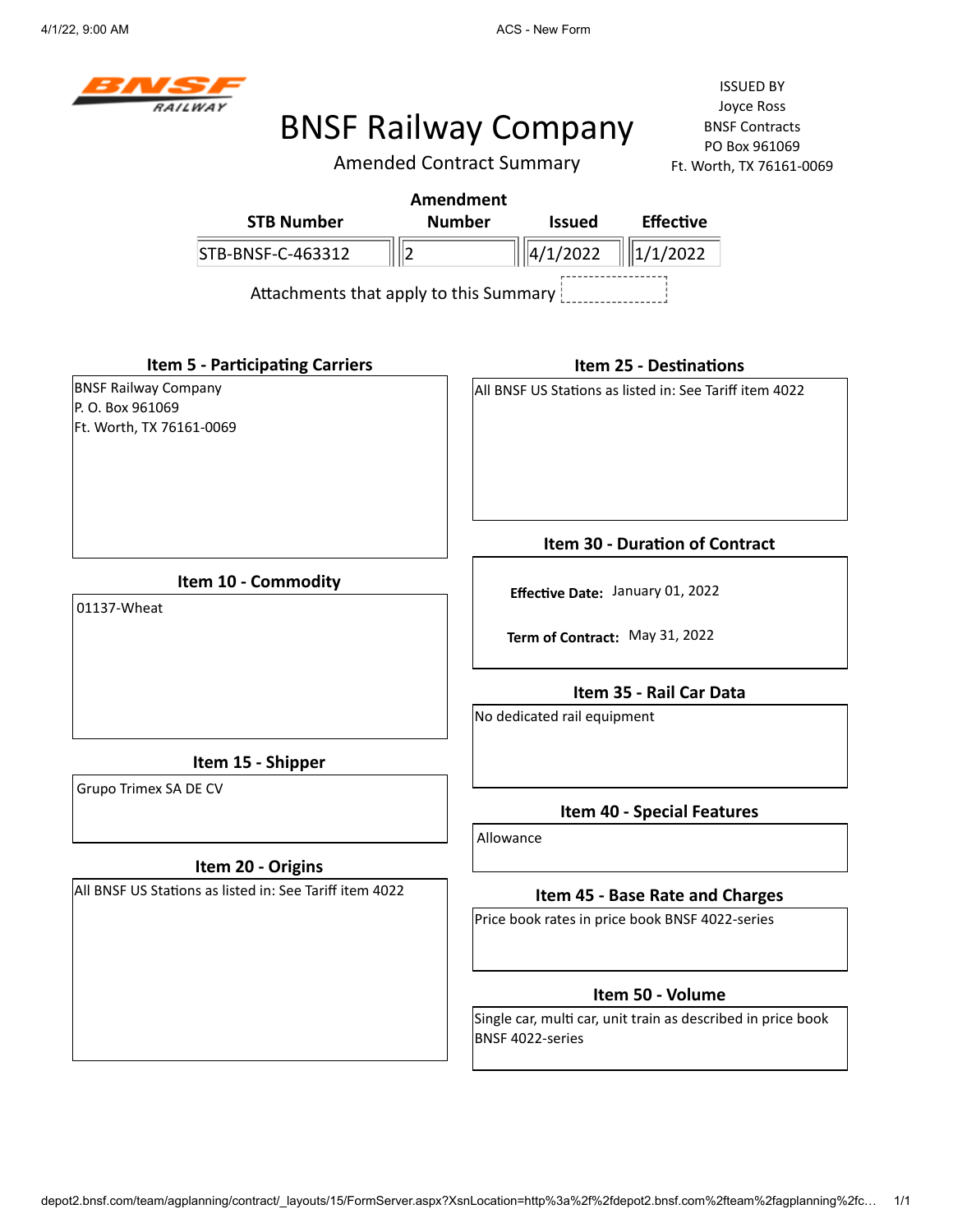# BNSF Railway Company

## Amended Contract Summary

ISSUED BY
Joyce Ross
BNSF Contracts
PO Box 961069
Ft. Worth, TX 76161-0069

| STB Number | Amendment Number | Issued | Effective |
|---|---|---|---|
| STB-BNSF-C-463312 | 2 | 4/1/2022 | 1/1/2022 |

Attachments that apply to this Summary

### Item 5 - Participating Carriers

BNSF Railway Company
P. O. Box 961069
Ft. Worth, TX 76161-0069

### Item 10 - Commodity

01137-Wheat

### Item 15 - Shipper

Grupo Trimex SA DE CV

### Item 20 - Origins

All BNSF US Stations as listed in: See Tariff item 4022

### Item 25 - Destinations

All BNSF US Stations as listed in: See Tariff item 4022

### Item 30 - Duration of Contract

**Effective Date:** January 01, 2022

**Term of Contract:** May 31, 2022

### Item 35 - Rail Car Data

No dedicated rail equipment

### Item 40 - Special Features

Allowance

### Item 45 - Base Rate and Charges

Price book rates in price book BNSF 4022-series

### Item 50 - Volume

Single car, multi car, unit train as described in price book BNSF 4022-series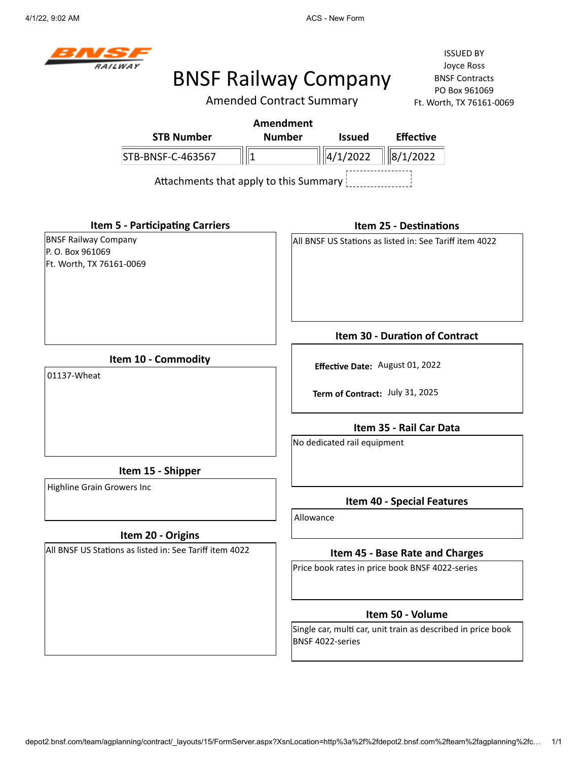# BNSF Railway Company

Amended Contract Summary

ISSUED BY
Joyce Ross
BNSF Contracts
PO Box 961069
Ft. Worth, TX 76161-0069

| STB Number | Amendment Number | Issued | Effective |
|---|---|---|---|
| STB-BNSF-C-463567 | 1 | 4/1/2022 | 8/1/2022 |

Attachments that apply to this Summary

### Item 5 - Participating Carriers

BNSF Railway Company
P. O. Box 961069
Ft. Worth, TX 76161-0069

### Item 10 - Commodity

01137-Wheat

### Item 15 - Shipper

Highline Grain Growers Inc

### Item 20 - Origins

All BNSF US Stations as listed in: See Tariff item 4022

### Item 25 - Destinations

All BNSF US Stations as listed in: See Tariff item 4022

### Item 30 - Duration of Contract

**Effective Date:** August 01, 2022

**Term of Contract:** July 31, 2025

### Item 35 - Rail Car Data

No dedicated rail equipment

### Item 40 - Special Features

Allowance

### Item 45 - Base Rate and Charges

Price book rates in price book BNSF 4022-series

### Item 50 - Volume

Single car, multi car, unit train as described in price book BNSF 4022-series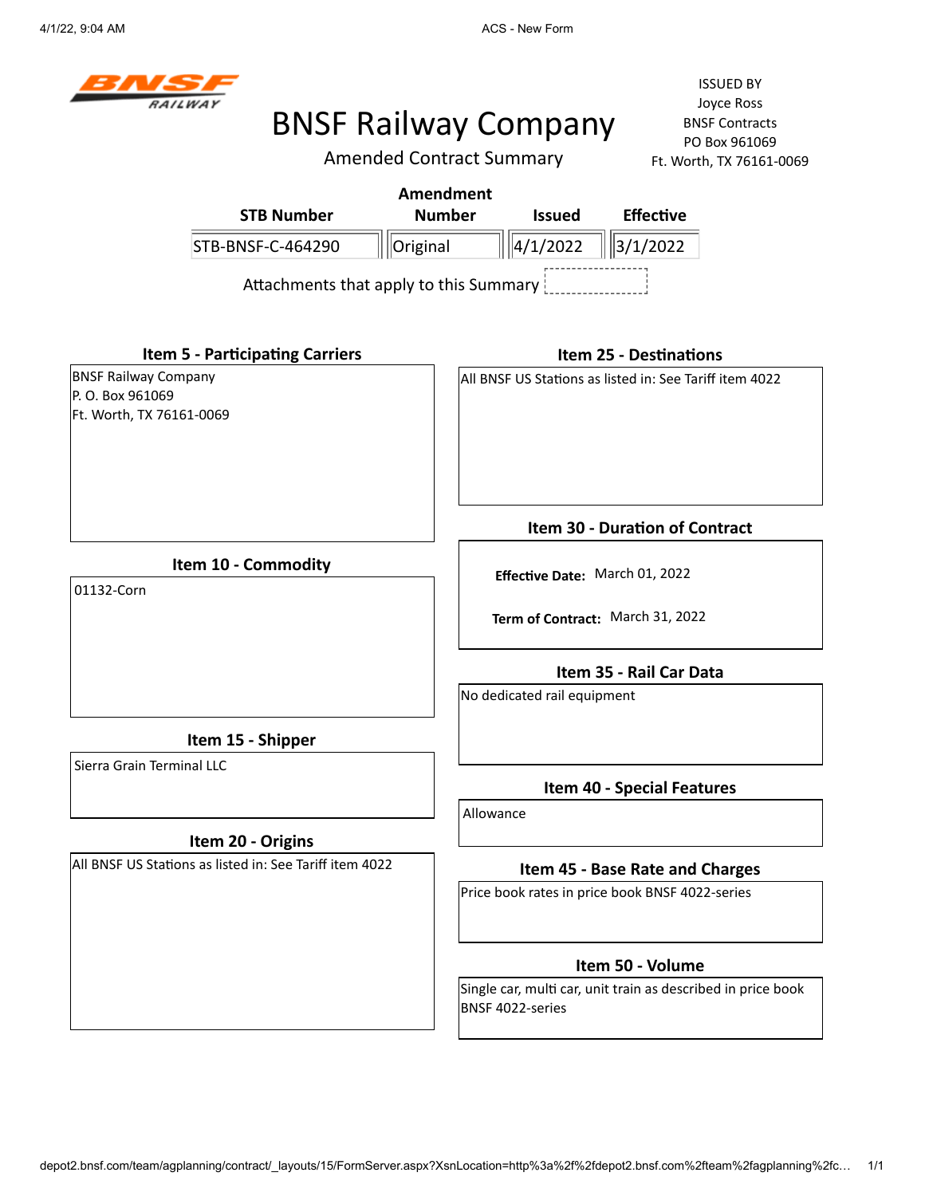# BNSF Railway Company

## Amended Contract Summary

ISSUED BY
Joyce Ross
BNSF Contracts
PO Box 961069
Ft. Worth, TX 76161-0069

| STB Number | Amendment Number | Issued | Effective |
|---|---|---|---|
| STB-BNSF-C-464290 | Original | 4/1/2022 | 3/1/2022 |

Attachments that apply to this Summary

### Item 5 - Participating Carriers

BNSF Railway Company
P. O. Box 961069
Ft. Worth, TX 76161-0069

### Item 10 - Commodity

01132-Corn

### Item 15 - Shipper

Sierra Grain Terminal LLC

### Item 20 - Origins

All BNSF US Stations as listed in: See Tariff item 4022

### Item 25 - Destinations

All BNSF US Stations as listed in: See Tariff item 4022

### Item 30 - Duration of Contract

**Effective Date:** March 01, 2022

**Term of Contract:** March 31, 2022

### Item 35 - Rail Car Data

No dedicated rail equipment

### Item 40 - Special Features

Allowance

### Item 45 - Base Rate and Charges

Price book rates in price book BNSF 4022-series

### Item 50 - Volume

Single car, multi car, unit train as described in price book BNSF 4022-series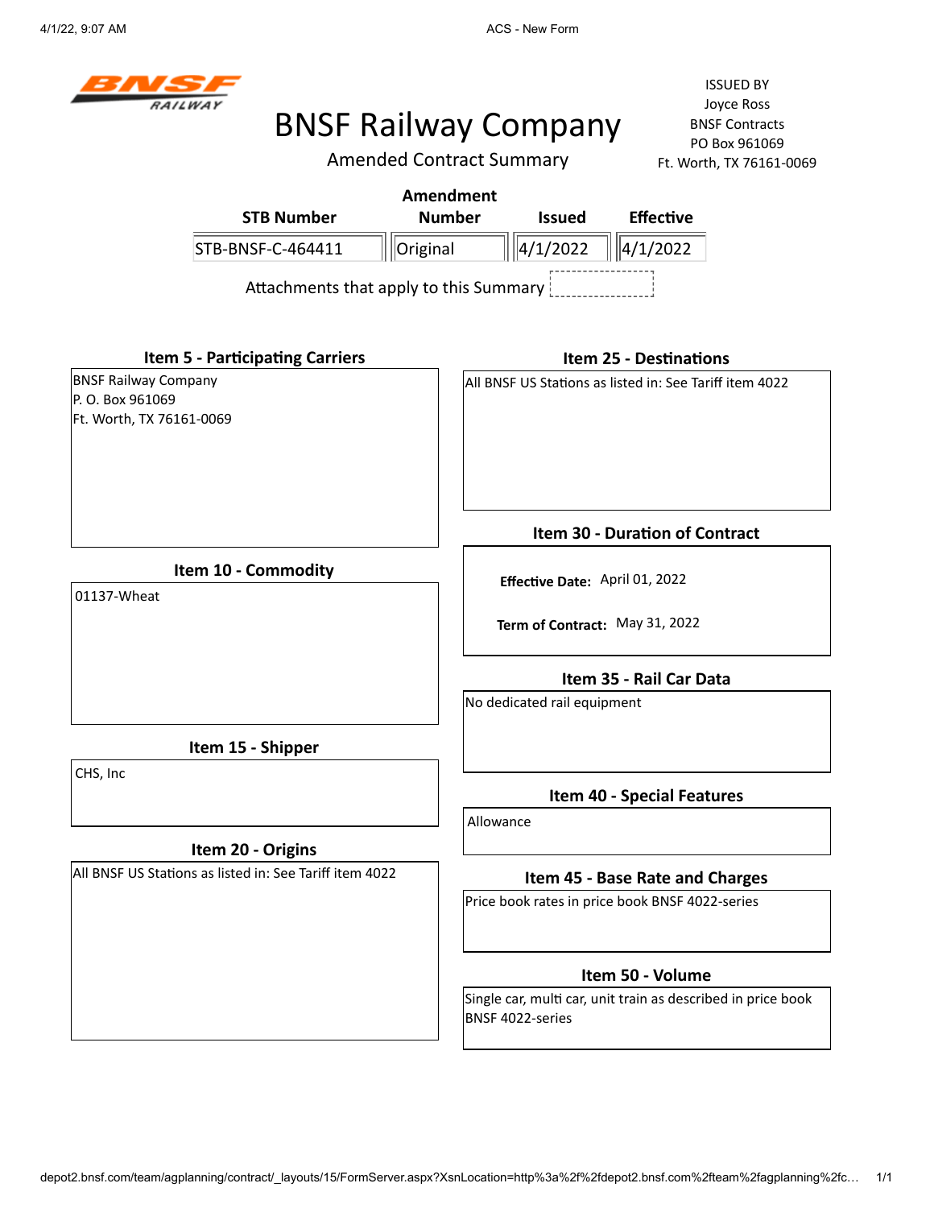ISSUED BY
Joyce Ross
BNSF Contracts
PO Box 961069
Ft. Worth, TX 76161-0069

# BNSF Railway Company

## Amended Contract Summary

| STB Number | Amendment Number | Issued | Effective |
|---|---|---|---|
| STB-BNSF-C-464411 | Original | 4/1/2022 | 4/1/2022 |

Attachments that apply to this Summary

### Item 5 - Participating Carriers

BNSF Railway Company
P. O. Box 961069
Ft. Worth, TX 76161-0069

### Item 10 - Commodity

01137-Wheat

### Item 15 - Shipper

CHS, Inc

### Item 20 - Origins

All BNSF US Stations as listed in: See Tariff item 4022

### Item 25 - Destinations

All BNSF US Stations as listed in: See Tariff item 4022

### Item 30 - Duration of Contract

**Effective Date:** April 01, 2022

**Term of Contract:** May 31, 2022

### Item 35 - Rail Car Data

No dedicated rail equipment

### Item 40 - Special Features

Allowance

### Item 45 - Base Rate and Charges

Price book rates in price book BNSF 4022-series

### Item 50 - Volume

Single car, multi car, unit train as described in price book BNSF 4022-series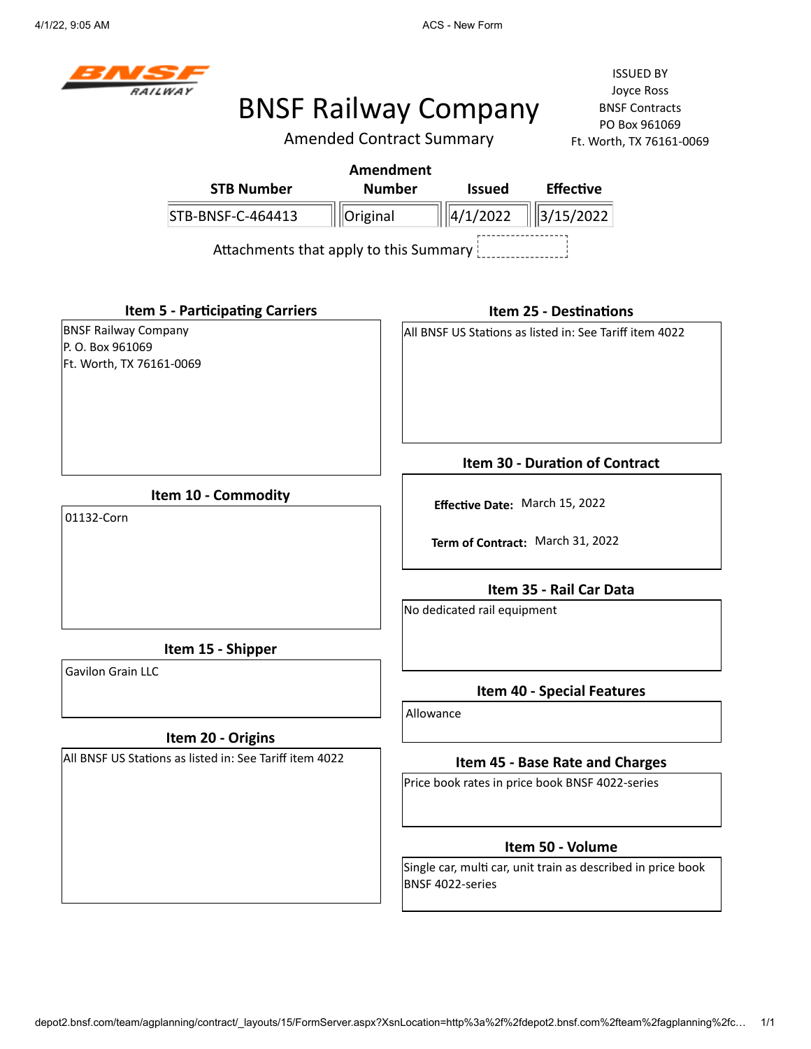BNSF RAILWAY

# BNSF Railway Company

Amended Contract Summary

ISSUED BY
Joyce Ross
BNSF Contracts
PO Box 961069
Ft. Worth, TX 76161-0069

| STB Number | Amendment Number | Issued | Effective |
|---|---|---|---|
| STB-BNSF-C-464413 | Original | 4/1/2022 | 3/15/2022 |

Attachments that apply to this Summary

### Item 5 - Participating Carriers

BNSF Railway Company
P. O. Box 961069
Ft. Worth, TX 76161-0069

### Item 10 - Commodity

01132-Corn

### Item 15 - Shipper

Gavilon Grain LLC

### Item 20 - Origins

All BNSF US Stations as listed in: See Tariff item 4022

### Item 25 - Destinations

All BNSF US Stations as listed in: See Tariff item 4022

### Item 30 - Duration of Contract

**Effective Date:** March 15, 2022

**Term of Contract:** March 31, 2022

### Item 35 - Rail Car Data

No dedicated rail equipment

### Item 40 - Special Features

Allowance

### Item 45 - Base Rate and Charges

Price book rates in price book BNSF 4022-series

### Item 50 - Volume

Single car, multi car, unit train as described in price book BNSF 4022-series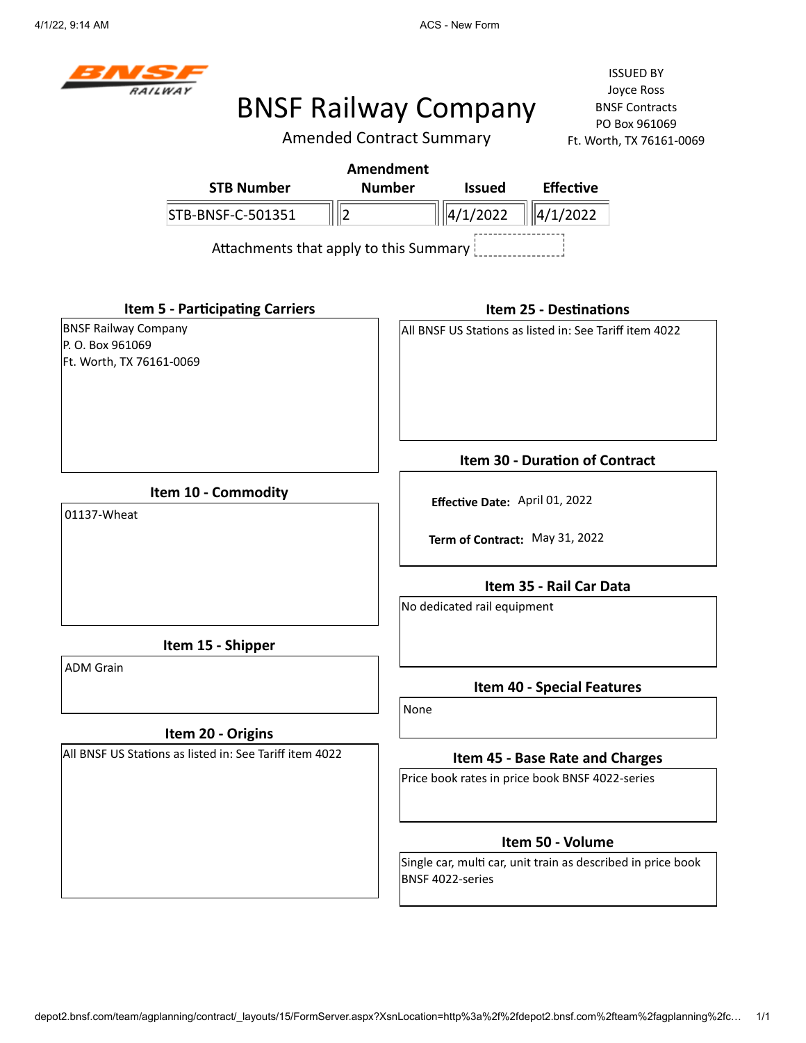# BNSF Railway Company

## Amended Contract Summary

ISSUED BY
Joyce Ross
BNSF Contracts
PO Box 961069
Ft. Worth, TX 76161-0069

| STB Number | Amendment Number | Issued | Effective |
|---|---|---|---|
| STB-BNSF-C-501351 | 2 | 4/1/2022 | 4/1/2022 |

Attachments that apply to this Summary

### Item 5 - Participating Carriers

BNSF Railway Company
P. O. Box 961069
Ft. Worth, TX 76161-0069

### Item 10 - Commodity

01137-Wheat

### Item 15 - Shipper

ADM Grain

### Item 20 - Origins

All BNSF US Stations as listed in: See Tariff item 4022

### Item 25 - Destinations

All BNSF US Stations as listed in: See Tariff item 4022

### Item 30 - Duration of Contract

**Effective Date:** April 01, 2022

**Term of Contract:** May 31, 2022

### Item 35 - Rail Car Data

No dedicated rail equipment

### Item 40 - Special Features

None

### Item 45 - Base Rate and Charges

Price book rates in price book BNSF 4022-series

### Item 50 - Volume

Single car, multi car, unit train as described in price book BNSF 4022-series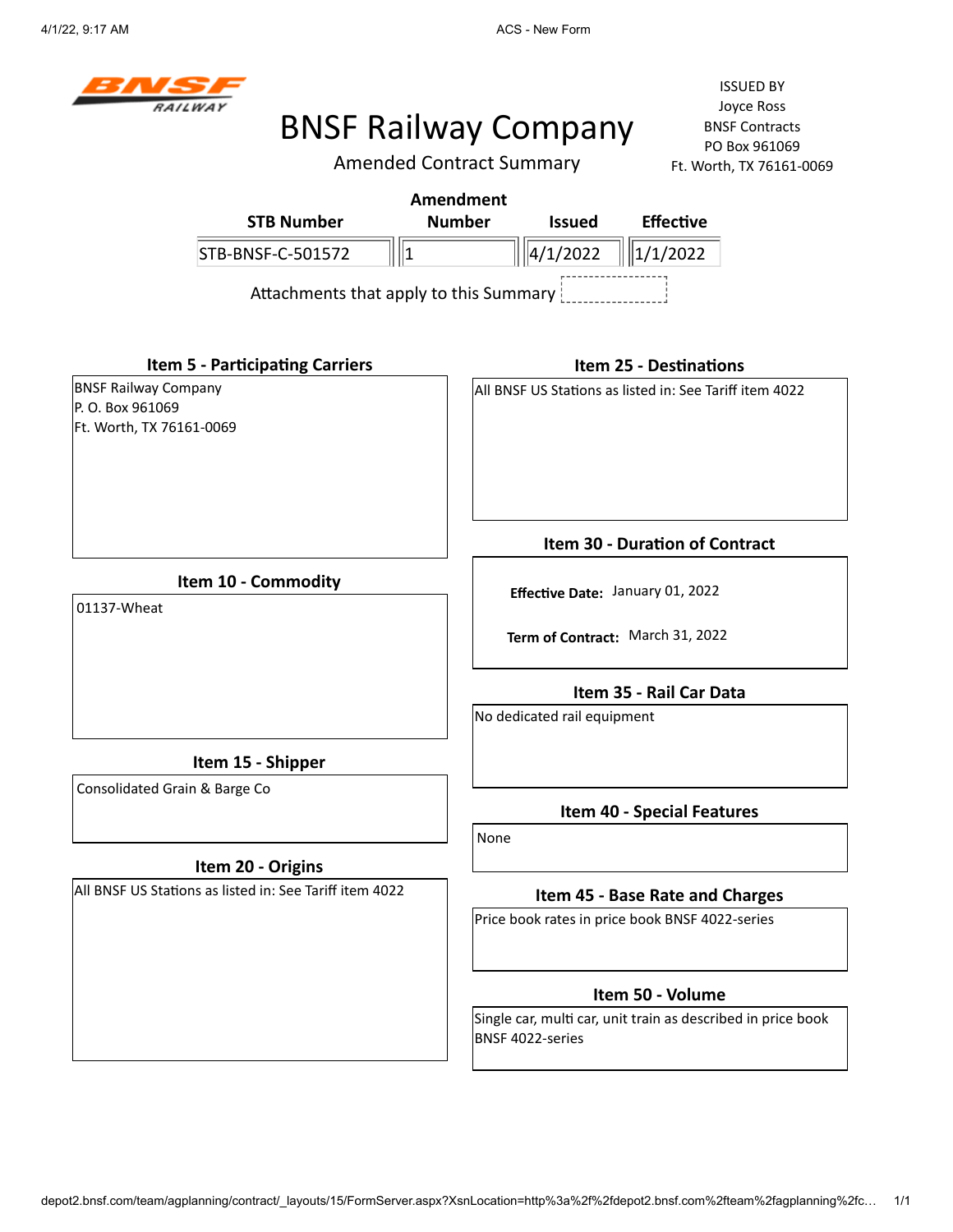# BNSF Railway Company

## Amended Contract Summary

ISSUED BY
Joyce Ross
BNSF Contracts
PO Box 961069
Ft. Worth, TX 76161-0069

| STB Number | Amendment Number | Issued | Effective |
|---|---|---|---|
| STB-BNSF-C-501572 | 1 | 4/1/2022 | 1/1/2022 |

Attachments that apply to this Summary

### Item 5 - Participating Carriers

BNSF Railway Company
P. O. Box 961069
Ft. Worth, TX 76161-0069

### Item 10 - Commodity

01137-Wheat

### Item 15 - Shipper

Consolidated Grain & Barge Co

### Item 20 - Origins

All BNSF US Stations as listed in: See Tariff item 4022

### Item 25 - Destinations

All BNSF US Stations as listed in: See Tariff item 4022

### Item 30 - Duration of Contract

**Effective Date:** January 01, 2022

**Term of Contract:** March 31, 2022

### Item 35 - Rail Car Data

No dedicated rail equipment

### Item 40 - Special Features

None

### Item 45 - Base Rate and Charges

Price book rates in price book BNSF 4022-series

### Item 50 - Volume

Single car, multi car, unit train as described in price book BNSF 4022-series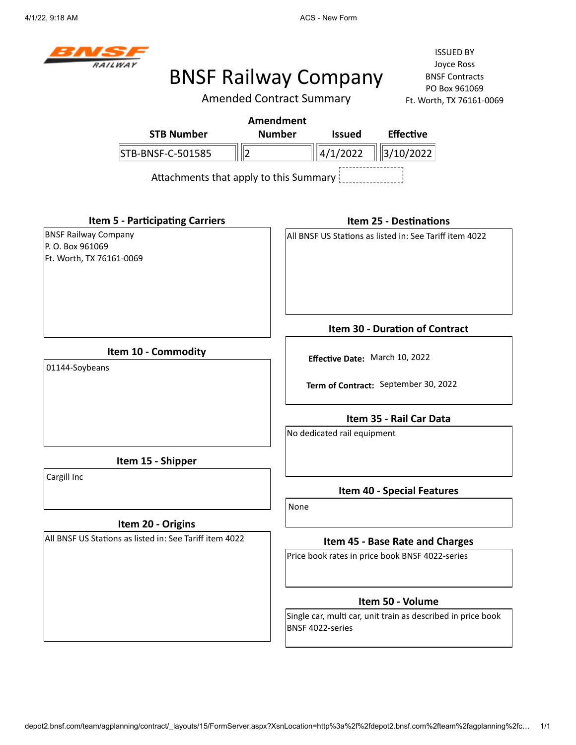BNSF RAILWAY

# BNSF Railway Company

## Amended Contract Summary

ISSUED BY
Joyce Ross
BNSF Contracts
PO Box 961069
Ft. Worth, TX 76161-0069

| STB Number | Amendment Number | Issued | Effective |
|---|---|---|---|
| STB-BNSF-C-501585 | 2 | 4/1/2022 | 3/10/2022 |

Attachments that apply to this Summary

### Item 5 - Participating Carriers

BNSF Railway Company
P. O. Box 961069
Ft. Worth, TX 76161-0069

### Item 10 - Commodity

01144-Soybeans

### Item 15 - Shipper

Cargill Inc

### Item 20 - Origins

All BNSF US Stations as listed in: See Tariff item 4022

### Item 25 - Destinations

All BNSF US Stations as listed in: See Tariff item 4022

### Item 30 - Duration of Contract

**Effective Date:** March 10, 2022

**Term of Contract:** September 30, 2022

### Item 35 - Rail Car Data

No dedicated rail equipment

### Item 40 - Special Features

None

### Item 45 - Base Rate and Charges

Price book rates in price book BNSF 4022-series

### Item 50 - Volume

Single car, multi car, unit train as described in price book BNSF 4022-series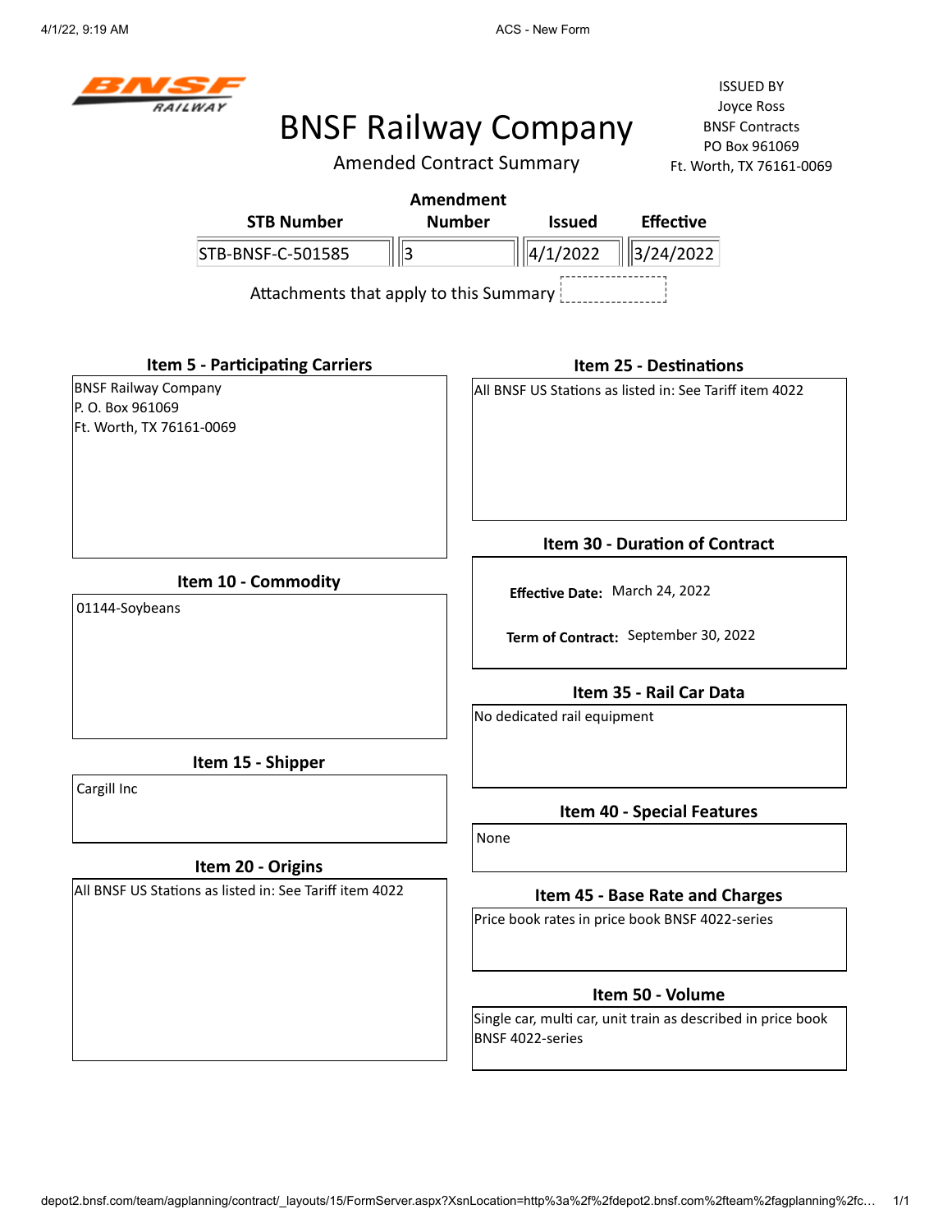# BNSF Railway Company

## Amended Contract Summary

ISSUED BY
Joyce Ross
BNSF Contracts
PO Box 961069
Ft. Worth, TX 76161-0069

| STB Number | Amendment Number | Issued | Effective |
|---|---|---|---|
| STB-BNSF-C-501585 | 3 | 4/1/2022 | 3/24/2022 |

Attachments that apply to this Summary

### Item 5 - Participating Carriers

BNSF Railway Company
P. O. Box 961069
Ft. Worth, TX 76161-0069

### Item 10 - Commodity

01144-Soybeans

### Item 15 - Shipper

Cargill Inc

### Item 20 - Origins

All BNSF US Stations as listed in: See Tariff item 4022

### Item 25 - Destinations

All BNSF US Stations as listed in: See Tariff item 4022

### Item 30 - Duration of Contract

**Effective Date:** March 24, 2022

**Term of Contract:** September 30, 2022

### Item 35 - Rail Car Data

No dedicated rail equipment

### Item 40 - Special Features

None

### Item 45 - Base Rate and Charges

Price book rates in price book BNSF 4022-series

### Item 50 - Volume

Single car, multi car, unit train as described in price book BNSF 4022-series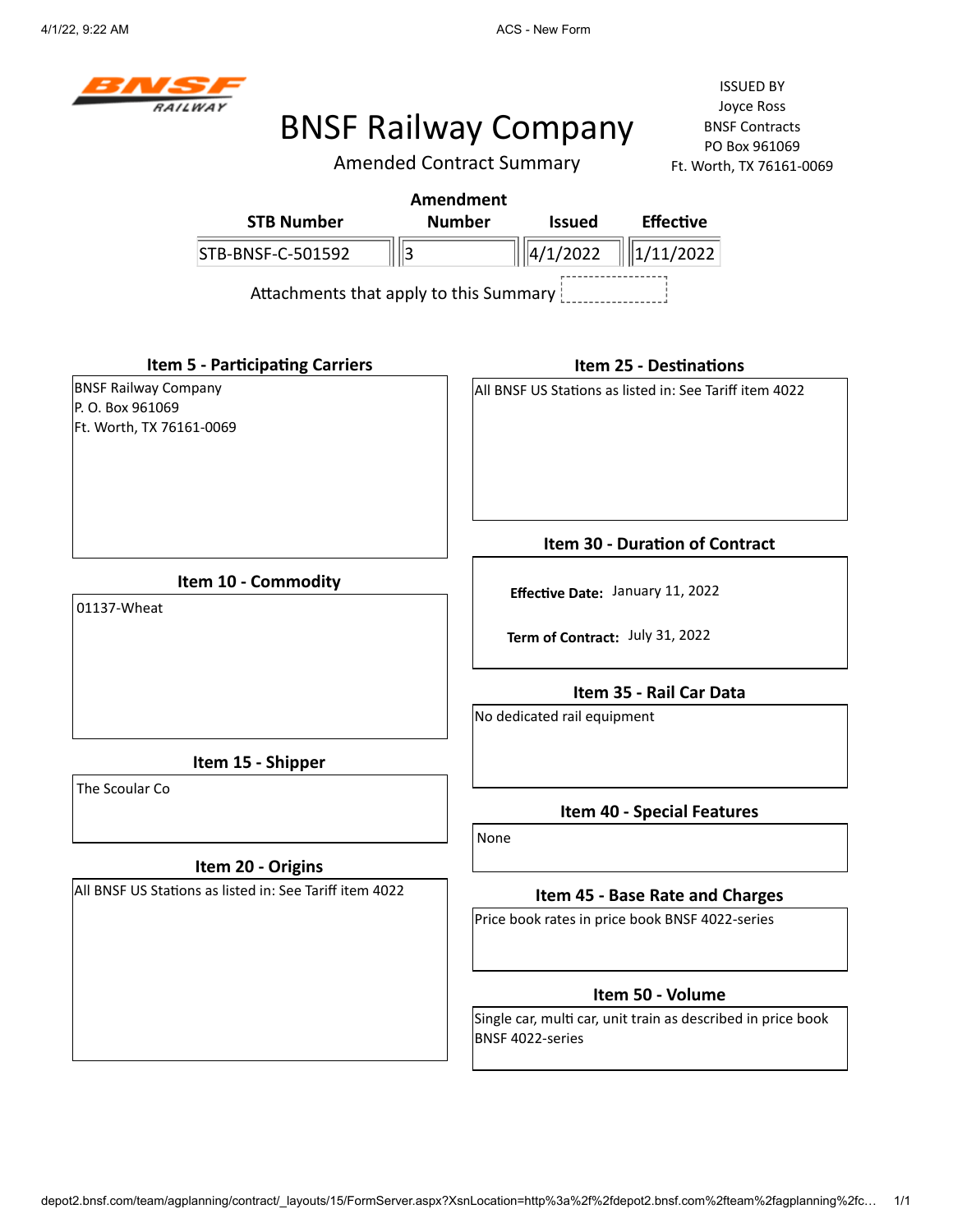ISSUED BY
Joyce Ross
BNSF Contracts
PO Box 961069
Ft. Worth, TX 76161-0069

# BNSF Railway Company

## Amended Contract Summary

| STB Number | Amendment Number | Issued | Effective |
|---|---|---|---|
| STB-BNSF-C-501592 | 3 | 4/1/2022 | 1/11/2022 |

Attachments that apply to this Summary

### Item 5 - Participating Carriers

BNSF Railway Company
P. O. Box 961069
Ft. Worth, TX 76161-0069

### Item 10 - Commodity

01137-Wheat

### Item 15 - Shipper

The Scoular Co

### Item 20 - Origins

All BNSF US Stations as listed in: See Tariff item 4022

### Item 25 - Destinations

All BNSF US Stations as listed in: See Tariff item 4022

### Item 30 - Duration of Contract

**Effective Date:** January 11, 2022

**Term of Contract:** July 31, 2022

### Item 35 - Rail Car Data

No dedicated rail equipment

### Item 40 - Special Features

None

### Item 45 - Base Rate and Charges

Price book rates in price book BNSF 4022-series

### Item 50 - Volume

Single car, multi car, unit train as described in price book BNSF 4022-series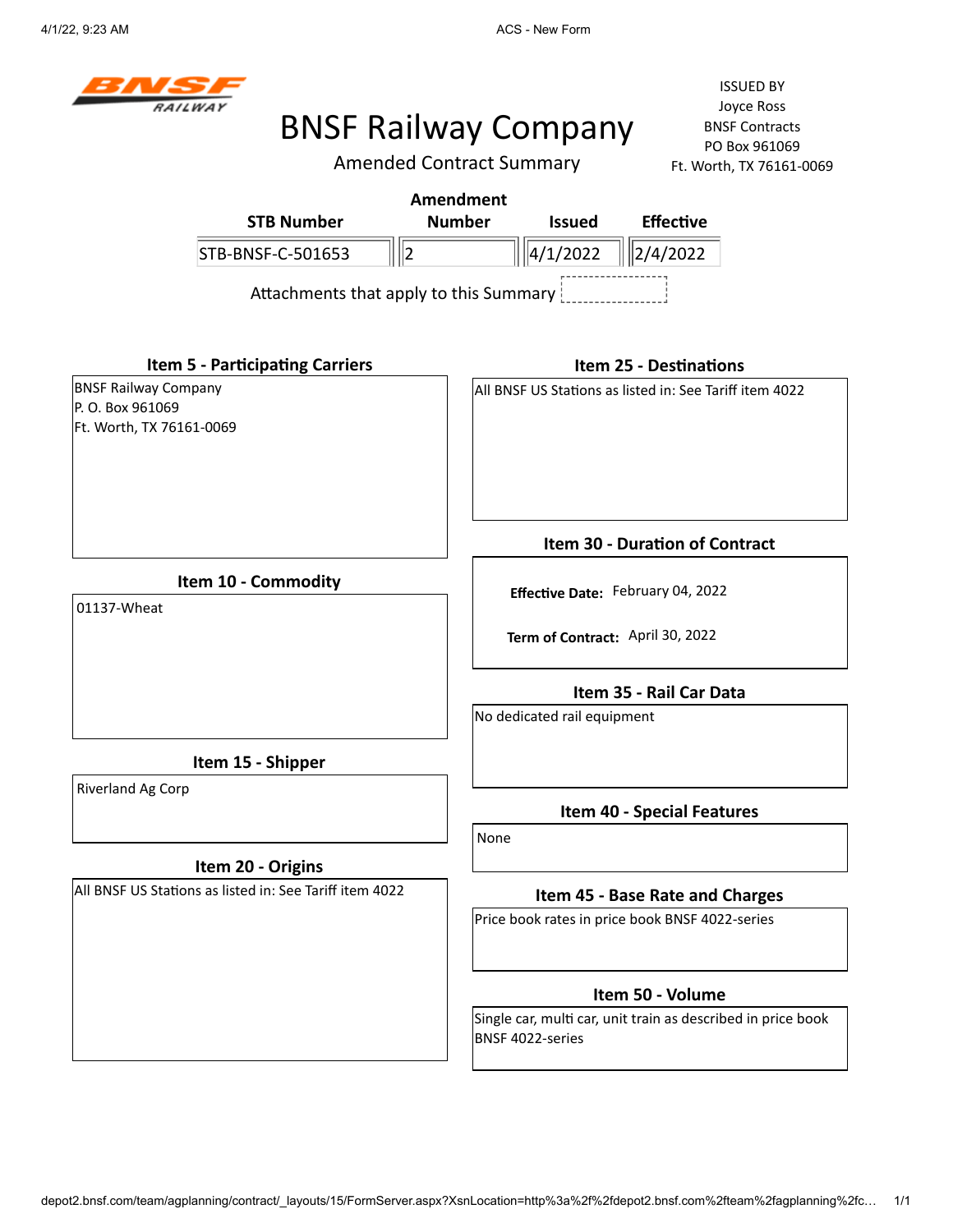# BNSF Railway Company

## Amended Contract Summary

ISSUED BY
Joyce Ross
BNSF Contracts
PO Box 961069
Ft. Worth, TX 76161-0069

| STB Number | Amendment Number | Issued | Effective |
|---|---|---|---|
| STB-BNSF-C-501653 | 2 | 4/1/2022 | 2/4/2022 |

Attachments that apply to this Summary

### Item 5 - Participating Carriers

BNSF Railway Company
P. O. Box 961069
Ft. Worth, TX 76161-0069

### Item 10 - Commodity

01137-Wheat

### Item 15 - Shipper

Riverland Ag Corp

### Item 20 - Origins

All BNSF US Stations as listed in: See Tariff item 4022

### Item 25 - Destinations

All BNSF US Stations as listed in: See Tariff item 4022

### Item 30 - Duration of Contract

**Effective Date:** February 04, 2022

**Term of Contract:** April 30, 2022

### Item 35 - Rail Car Data

No dedicated rail equipment

### Item 40 - Special Features

None

### Item 45 - Base Rate and Charges

Price book rates in price book BNSF 4022-series

### Item 50 - Volume

Single car, multi car, unit train as described in price book BNSF 4022-series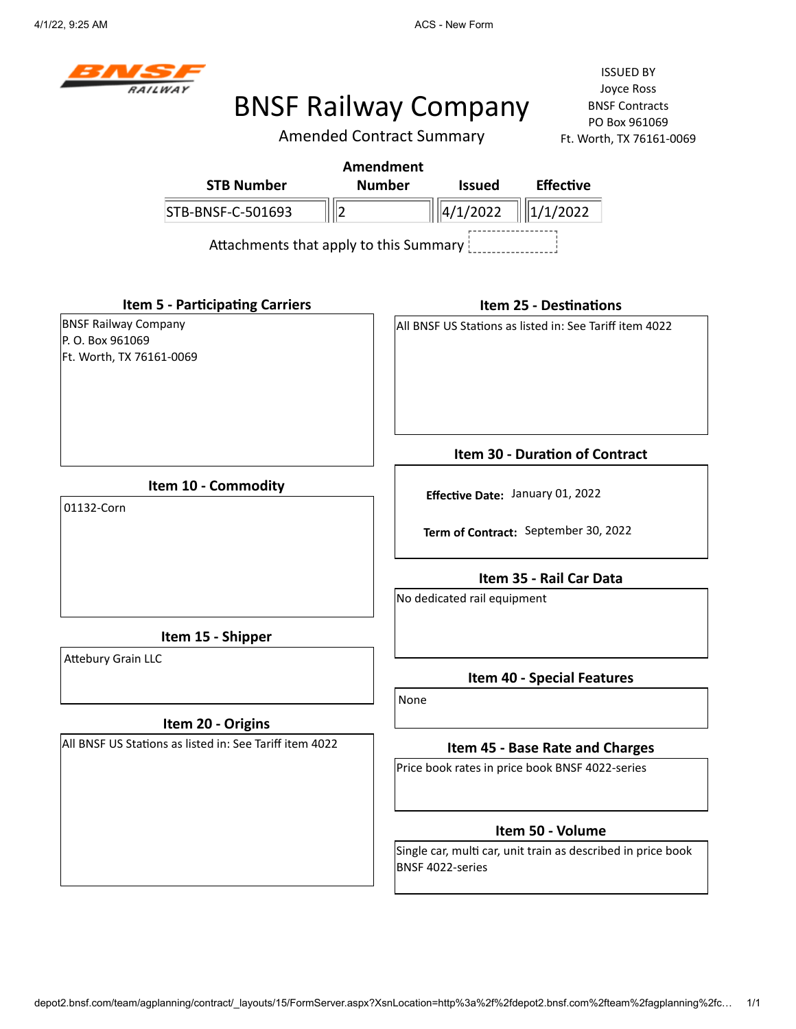BNSF RAILWAY

# BNSF Railway Company

## Amended Contract Summary

ISSUED BY
Joyce Ross
BNSF Contracts
PO Box 961069
Ft. Worth, TX 76161-0069

| STB Number | Amendment Number | Issued | Effective |
|---|---|---|---|
| STB-BNSF-C-501693 | 2 | 4/1/2022 | 1/1/2022 |

Attachments that apply to this Summary

### Item 5 - Participating Carriers

BNSF Railway Company
P. O. Box 961069
Ft. Worth, TX 76161-0069

### Item 10 - Commodity

01132-Corn

### Item 15 - Shipper

Attebury Grain LLC

### Item 20 - Origins

All BNSF US Stations as listed in: See Tariff item 4022

### Item 25 - Destinations

All BNSF US Stations as listed in: See Tariff item 4022

### Item 30 - Duration of Contract

**Effective Date:** January 01, 2022

**Term of Contract:** September 30, 2022

### Item 35 - Rail Car Data

No dedicated rail equipment

### Item 40 - Special Features

None

### Item 45 - Base Rate and Charges

Price book rates in price book BNSF 4022-series

### Item 50 - Volume

Single car, multi car, unit train as described in price book BNSF 4022-series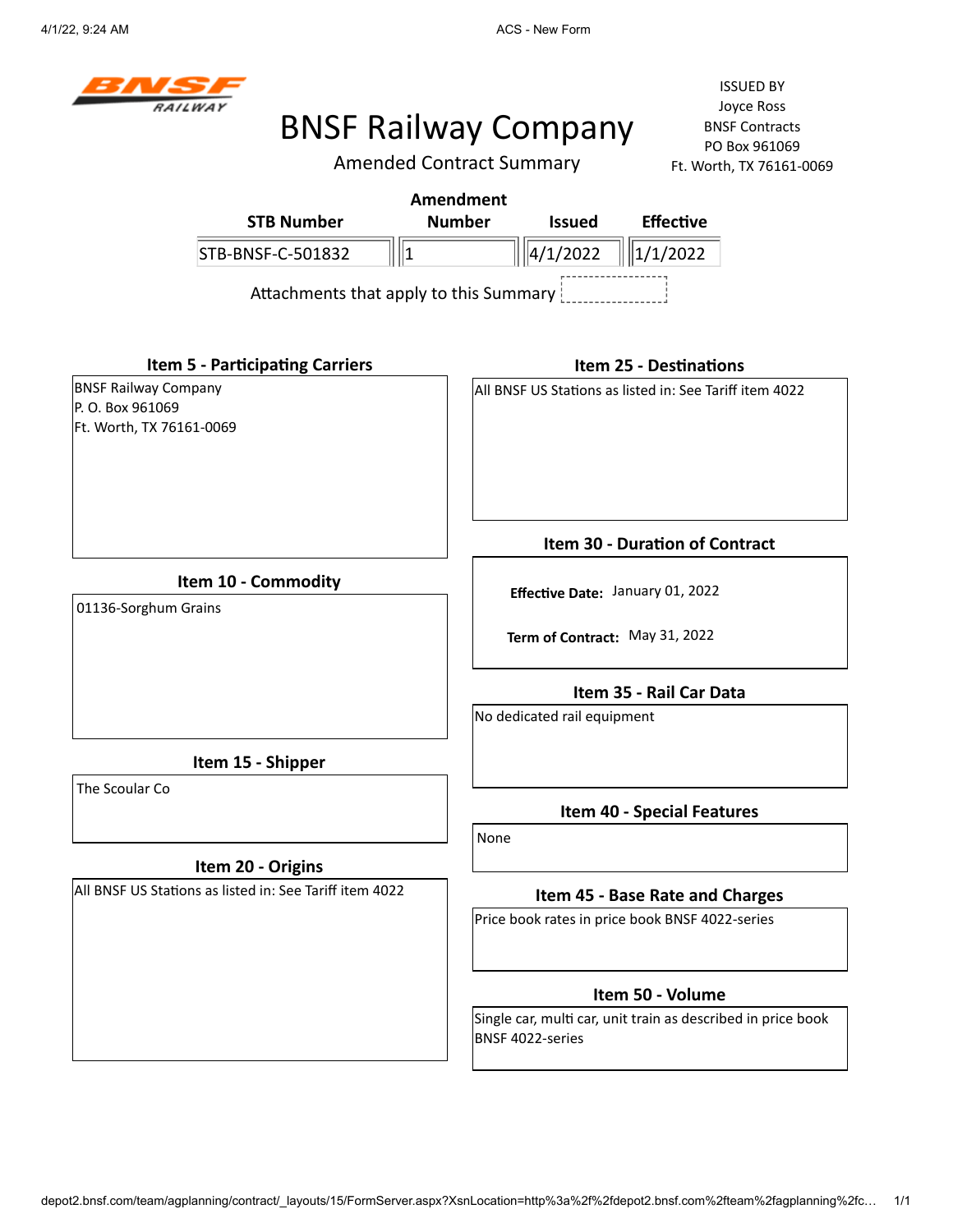ISSUED BY
Joyce Ross
BNSF Contracts
PO Box 961069
Ft. Worth, TX 76161-0069

# BNSF Railway Company

## Amended Contract Summary

| STB Number | Amendment Number | Issued | Effective |
|---|---|---|---|
| STB-BNSF-C-501832 | 1 | 4/1/2022 | 1/1/2022 |

Attachments that apply to this Summary

### Item 5 - Participating Carriers

BNSF Railway Company
P. O. Box 961069
Ft. Worth, TX 76161-0069

### Item 10 - Commodity

01136-Sorghum Grains

### Item 15 - Shipper

The Scoular Co

### Item 20 - Origins

All BNSF US Stations as listed in: See Tariff item 4022

### Item 25 - Destinations

All BNSF US Stations as listed in: See Tariff item 4022

### Item 30 - Duration of Contract

**Effective Date:** January 01, 2022

**Term of Contract:** May 31, 2022

### Item 35 - Rail Car Data

No dedicated rail equipment

### Item 40 - Special Features

None

### Item 45 - Base Rate and Charges

Price book rates in price book BNSF 4022-series

### Item 50 - Volume

Single car, multi car, unit train as described in price book BNSF 4022-series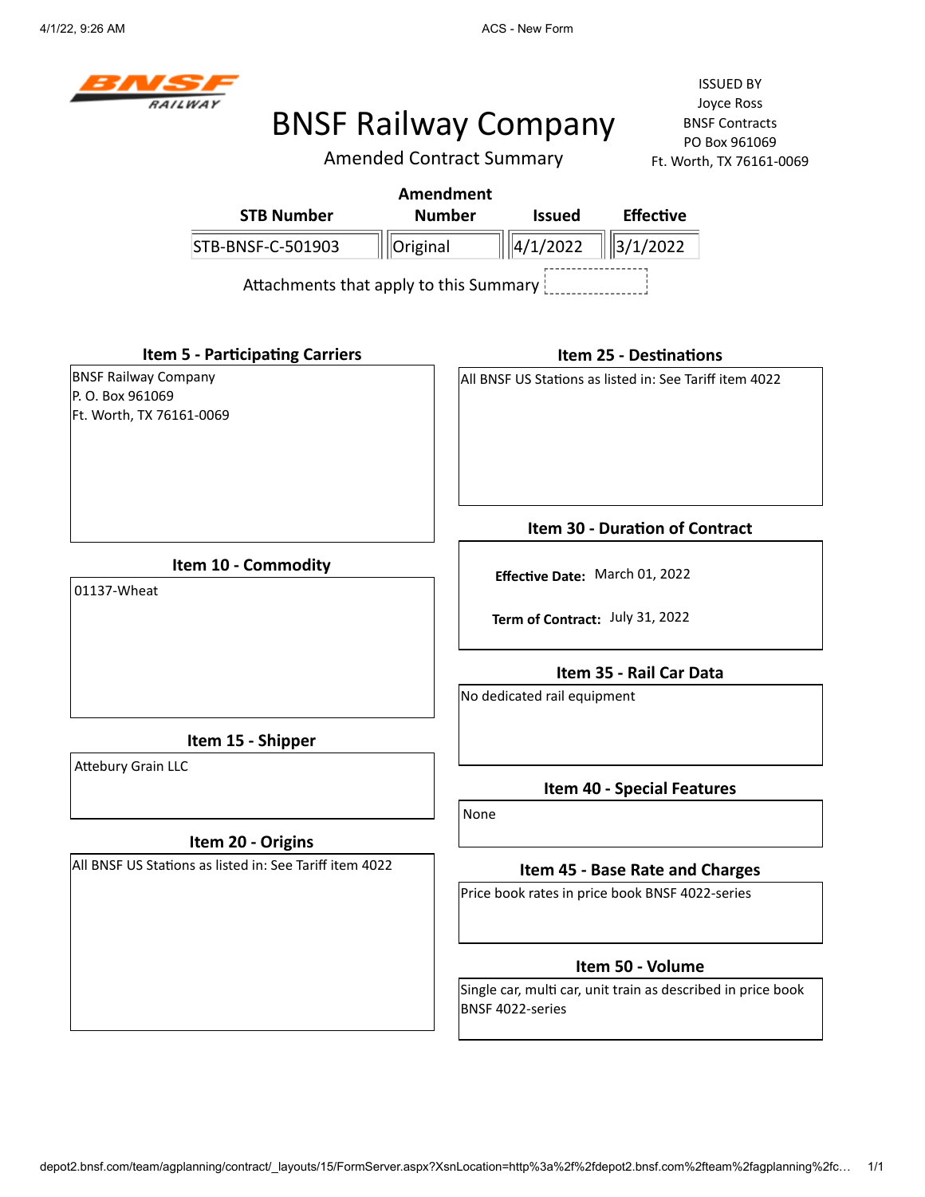# BNSF Railway Company

Amended Contract Summary

ISSUED BY
Joyce Ross
BNSF Contracts
PO Box 961069
Ft. Worth, TX 76161-0069

| STB Number | Amendment Number | Issued | Effective |
|---|---|---|---|
| STB-BNSF-C-501903 | Original | 4/1/2022 | 3/1/2022 |

Attachments that apply to this Summary

## Item 5 - Participating Carriers

BNSF Railway Company
P. O. Box 961069
Ft. Worth, TX 76161-0069

## Item 10 - Commodity

01137-Wheat

## Item 15 - Shipper

Attebury Grain LLC

## Item 20 - Origins

All BNSF US Stations as listed in: See Tariff item 4022

## Item 25 - Destinations

All BNSF US Stations as listed in: See Tariff item 4022

## Item 30 - Duration of Contract

**Effective Date:** March 01, 2022

**Term of Contract:** July 31, 2022

## Item 35 - Rail Car Data

No dedicated rail equipment

## Item 40 - Special Features

None

## Item 45 - Base Rate and Charges

Price book rates in price book BNSF 4022-series

## Item 50 - Volume

Single car, multi car, unit train as described in price book BNSF 4022-series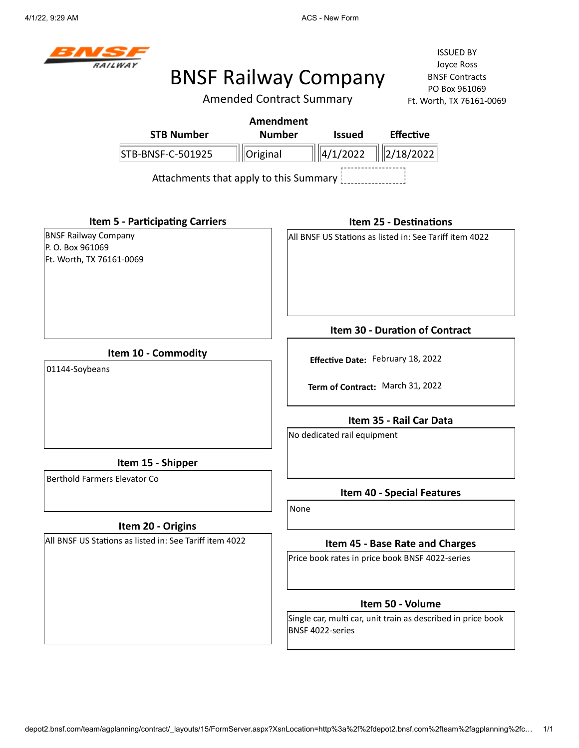# BNSF Railway Company

## Amended Contract Summary

ISSUED BY
Joyce Ross
BNSF Contracts
PO Box 961069
Ft. Worth, TX 76161-0069

| STB Number | Amendment Number | Issued | Effective |
|---|---|---|---|
| STB-BNSF-C-501925 | Original | 4/1/2022 | 2/18/2022 |

Attachments that apply to this Summary

### Item 5 - Participating Carriers

BNSF Railway Company
P. O. Box 961069
Ft. Worth, TX 76161-0069

### Item 10 - Commodity

01144-Soybeans

### Item 15 - Shipper

Berthold Farmers Elevator Co

### Item 20 - Origins

All BNSF US Stations as listed in: See Tariff item 4022

### Item 25 - Destinations

All BNSF US Stations as listed in: See Tariff item 4022

### Item 30 - Duration of Contract

**Effective Date:** February 18, 2022

**Term of Contract:** March 31, 2022

### Item 35 - Rail Car Data

No dedicated rail equipment

### Item 40 - Special Features

None

### Item 45 - Base Rate and Charges

Price book rates in price book BNSF 4022-series

### Item 50 - Volume

Single car, multi car, unit train as described in price book BNSF 4022-series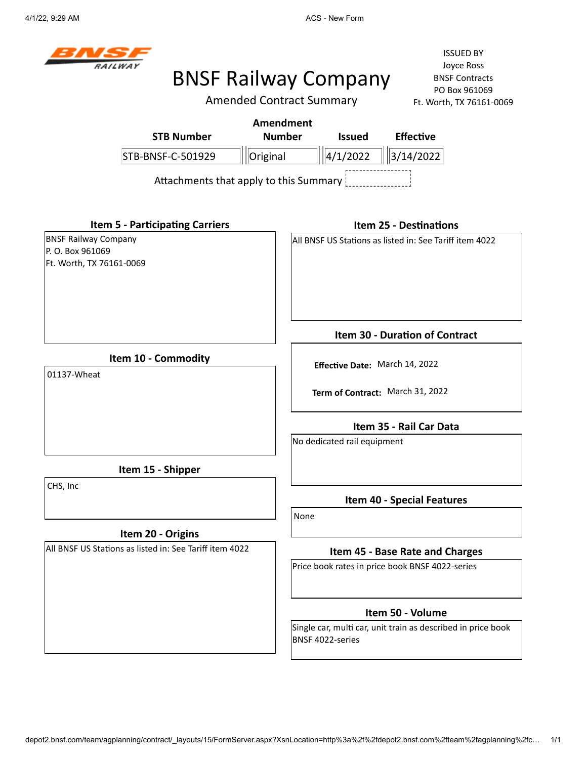# BNSF Railway Company

## Amended Contract Summary

ISSUED BY
Joyce Ross
BNSF Contracts
PO Box 961069
Ft. Worth, TX 76161-0069

| STB Number | Amendment Number | Issued | Effective |
|---|---|---|---|
| STB-BNSF-C-501929 | Original | 4/1/2022 | 3/14/2022 |

Attachments that apply to this Summary

### Item 5 - Participating Carriers

BNSF Railway Company
P. O. Box 961069
Ft. Worth, TX 76161-0069

### Item 10 - Commodity

01137-Wheat

### Item 15 - Shipper

CHS, Inc

### Item 20 - Origins

All BNSF US Stations as listed in: See Tariff item 4022

### Item 25 - Destinations

All BNSF US Stations as listed in: See Tariff item 4022

### Item 30 - Duration of Contract

**Effective Date:** March 14, 2022

**Term of Contract:** March 31, 2022

### Item 35 - Rail Car Data

No dedicated rail equipment

### Item 40 - Special Features

None

### Item 45 - Base Rate and Charges

Price book rates in price book BNSF 4022-series

### Item 50 - Volume

Single car, multi car, unit train as described in price book BNSF 4022-series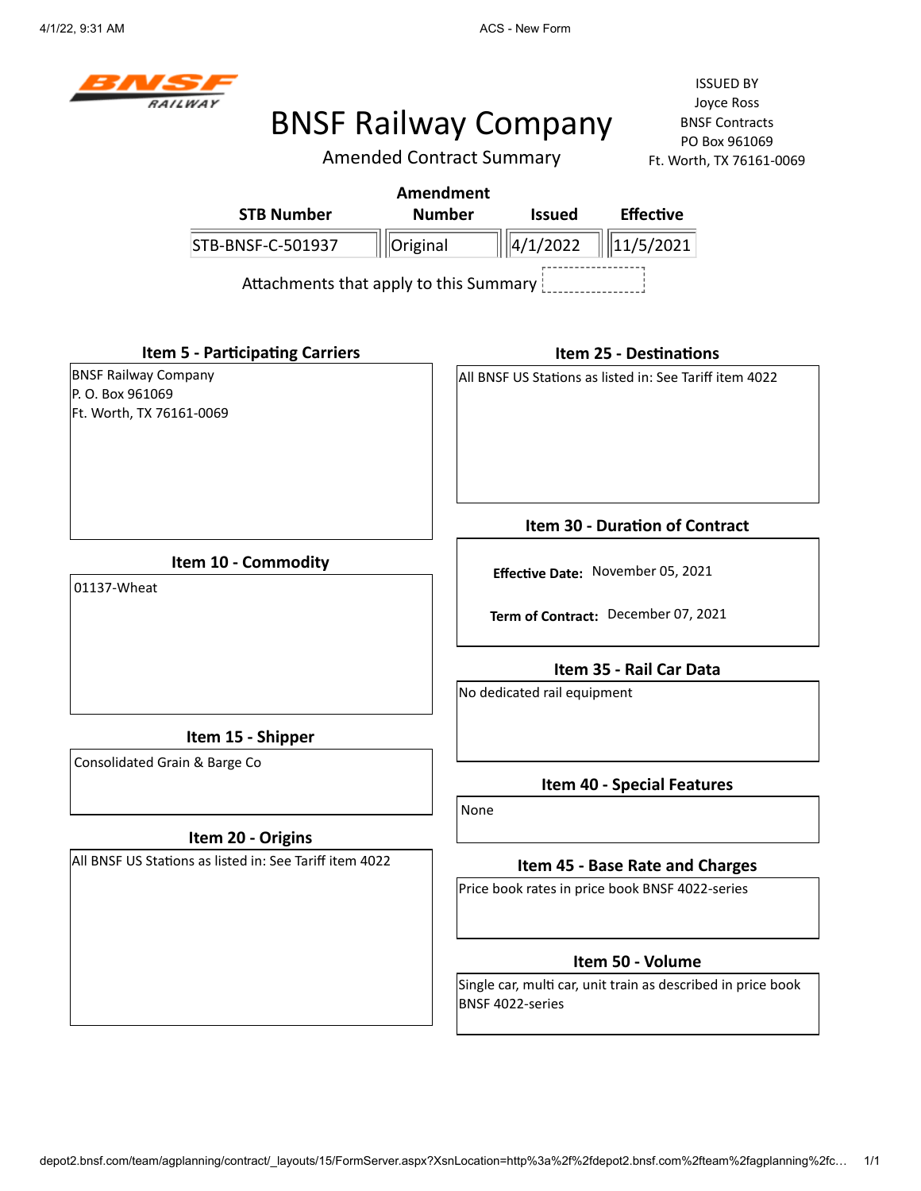# BNSF Railway Company

## Amended Contract Summary

ISSUED BY
Joyce Ross
BNSF Contracts
PO Box 961069
Ft. Worth, TX 76161-0069

| STB Number | Amendment Number | Issued | Effective |
|---|---|---|---|
| STB-BNSF-C-501937 | Original | 4/1/2022 | 11/5/2021 |

Attachments that apply to this Summary

### Item 5 - Participating Carriers

BNSF Railway Company
P. O. Box 961069
Ft. Worth, TX 76161-0069

### Item 10 - Commodity

01137-Wheat

### Item 15 - Shipper

Consolidated Grain & Barge Co

### Item 20 - Origins

All BNSF US Stations as listed in: See Tariff item 4022

### Item 25 - Destinations

All BNSF US Stations as listed in: See Tariff item 4022

### Item 30 - Duration of Contract

**Effective Date:** November 05, 2021

**Term of Contract:** December 07, 2021

### Item 35 - Rail Car Data

No dedicated rail equipment

### Item 40 - Special Features

None

### Item 45 - Base Rate and Charges

Price book rates in price book BNSF 4022-series

### Item 50 - Volume

Single car, multi car, unit train as described in price book BNSF 4022-series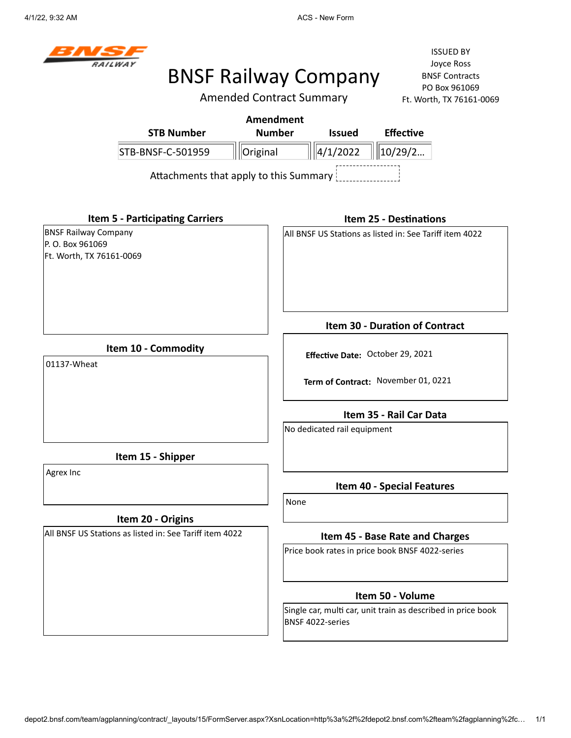BNSF RAILWAY

# BNSF Railway Company

## Amended Contract Summary

ISSUED BY
Joyce Ross
BNSF Contracts
PO Box 961069
Ft. Worth, TX 76161-0069

| STB Number | Amendment Number | Issued | Effective |
|---|---|---|---|
| STB-BNSF-C-501959 | Original | 4/1/2022 | 10/29/2... |

Attachments that apply to this Summary

### Item 5 - Participating Carriers

BNSF Railway Company
P. O. Box 961069
Ft. Worth, TX 76161-0069

### Item 10 - Commodity

01137-Wheat

### Item 15 - Shipper

Agrex Inc

### Item 20 - Origins

All BNSF US Stations as listed in: See Tariff item 4022

### Item 25 - Destinations

All BNSF US Stations as listed in: See Tariff item 4022

### Item 30 - Duration of Contract

**Effective Date:** October 29, 2021

**Term of Contract:** November 01, 0221

### Item 35 - Rail Car Data

No dedicated rail equipment

### Item 40 - Special Features

None

### Item 45 - Base Rate and Charges

Price book rates in price book BNSF 4022-series

### Item 50 - Volume

Single car, multi car, unit train as described in price book BNSF 4022-series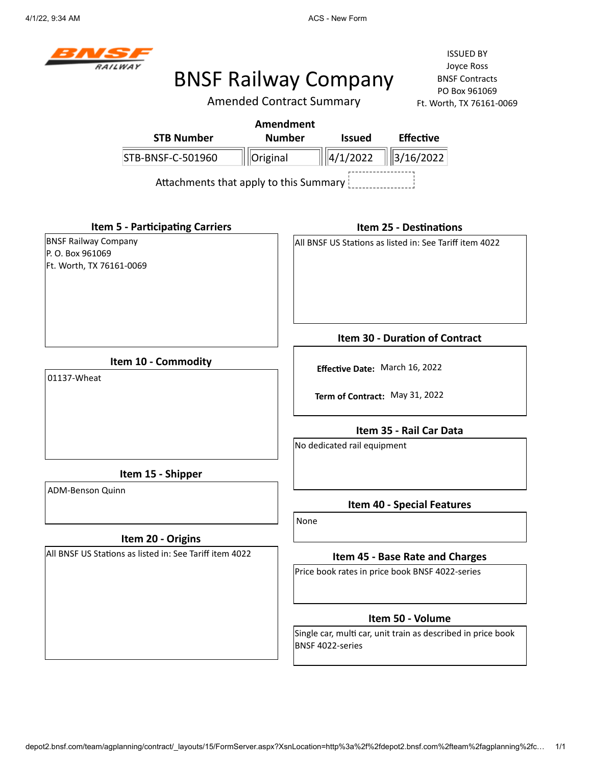# BNSF Railway Company

## Amended Contract Summary

ISSUED BY
Joyce Ross
BNSF Contracts
PO Box 961069
Ft. Worth, TX 76161-0069

| STB Number | Amendment Number | Issued | Effective |
|---|---|---|---|
| STB-BNSF-C-501960 | Original | 4/1/2022 | 3/16/2022 |

Attachments that apply to this Summary

### Item 5 - Participating Carriers

BNSF Railway Company
P. O. Box 961069
Ft. Worth, TX 76161-0069

### Item 10 - Commodity

01137-Wheat

### Item 15 - Shipper

ADM-Benson Quinn

### Item 20 - Origins

All BNSF US Stations as listed in: See Tariff item 4022

### Item 25 - Destinations

All BNSF US Stations as listed in: See Tariff item 4022

### Item 30 - Duration of Contract

**Effective Date:** March 16, 2022

**Term of Contract:** May 31, 2022

### Item 35 - Rail Car Data

No dedicated rail equipment

### Item 40 - Special Features

None

### Item 45 - Base Rate and Charges

Price book rates in price book BNSF 4022-series

### Item 50 - Volume

Single car, multi car, unit train as described in price book BNSF 4022-series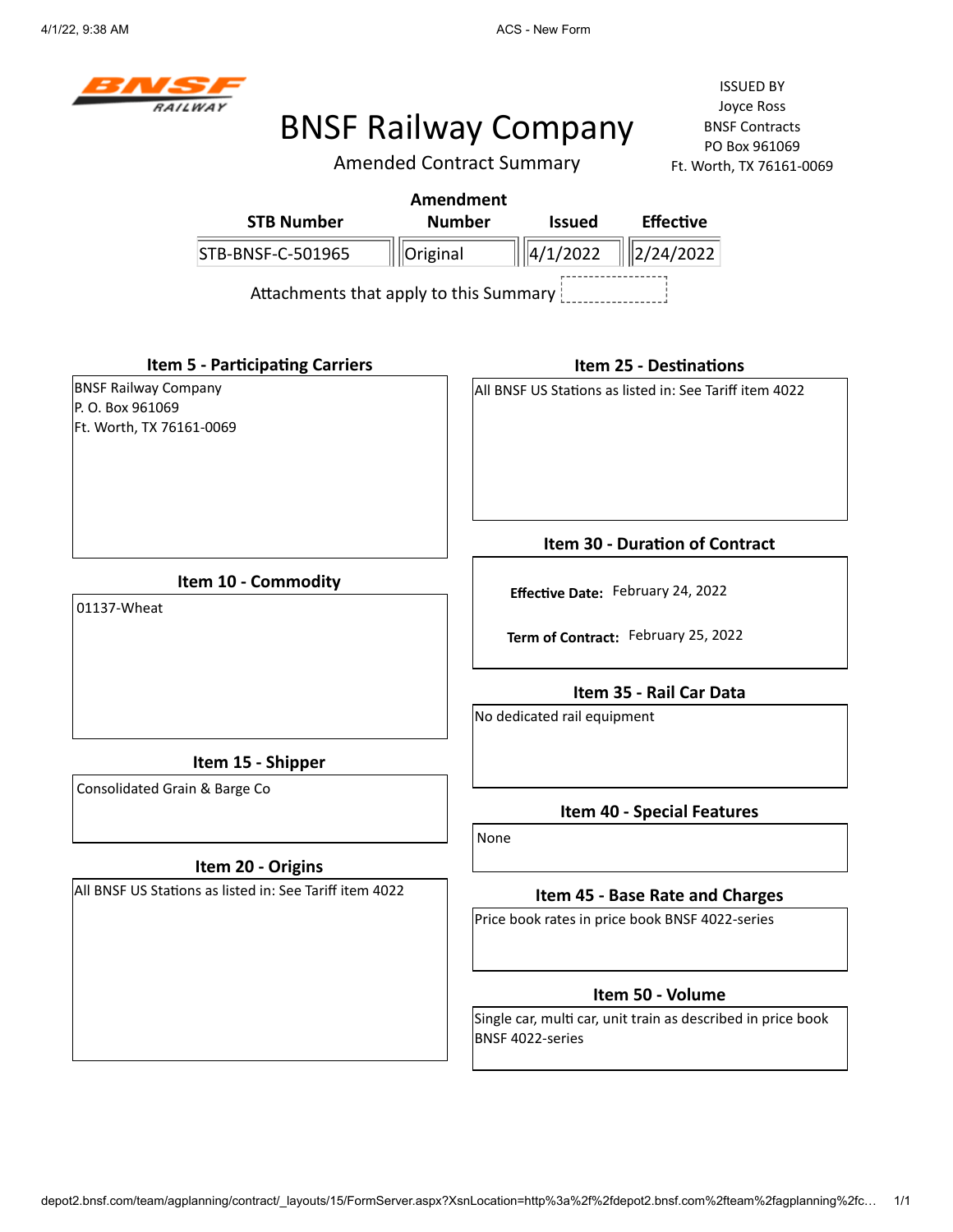BNSF RAILWAY

# BNSF Railway Company

## Amended Contract Summary

ISSUED BY
Joyce Ross
BNSF Contracts
PO Box 961069
Ft. Worth, TX 76161-0069

| STB Number | Amendment Number | Issued | Effective |
|---|---|---|---|
| STB-BNSF-C-501965 | Original | 4/1/2022 | 2/24/2022 |

Attachments that apply to this Summary

### Item 5 - Participating Carriers

BNSF Railway Company
P. O. Box 961069
Ft. Worth, TX 76161-0069

### Item 10 - Commodity

01137-Wheat

### Item 15 - Shipper

Consolidated Grain & Barge Co

### Item 20 - Origins

All BNSF US Stations as listed in: See Tariff item 4022

### Item 25 - Destinations

All BNSF US Stations as listed in: See Tariff item 4022

### Item 30 - Duration of Contract

**Effective Date:** February 24, 2022

**Term of Contract:** February 25, 2022

### Item 35 - Rail Car Data

No dedicated rail equipment

### Item 40 - Special Features

None

### Item 45 - Base Rate and Charges

Price book rates in price book BNSF 4022-series

### Item 50 - Volume

Single car, multi car, unit train as described in price book BNSF 4022-series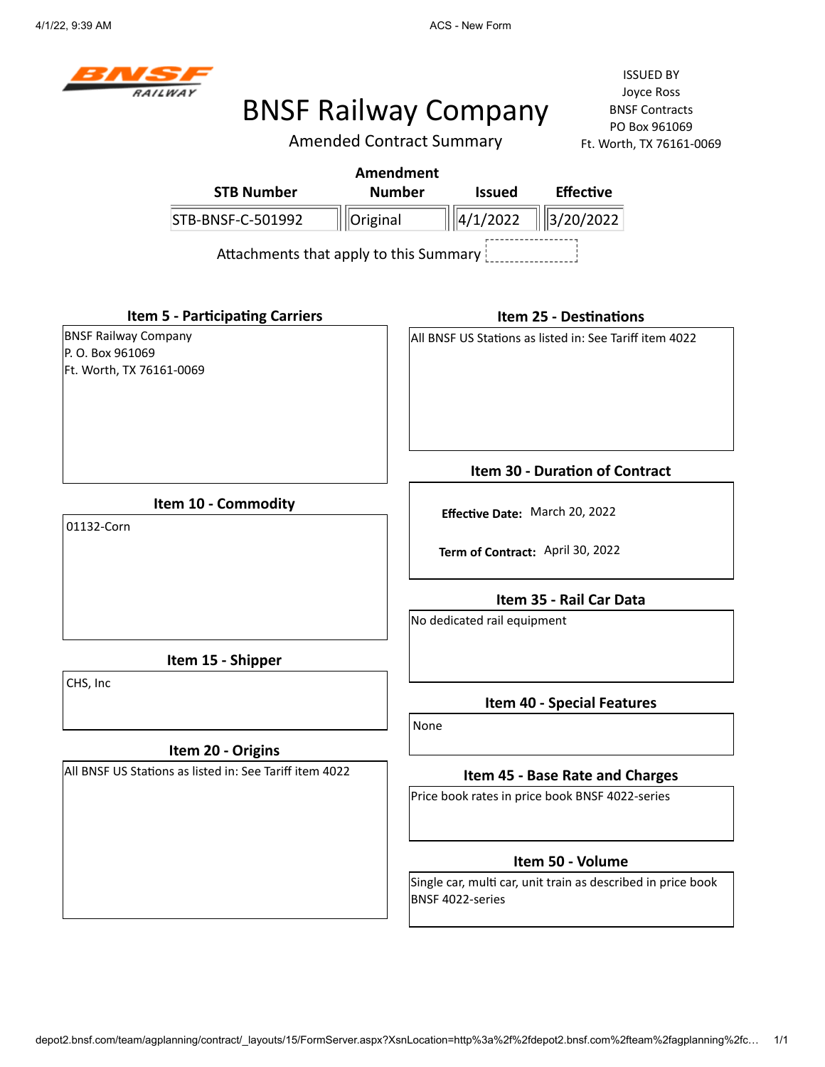# BNSF Railway Company

## Amended Contract Summary

ISSUED BY
Joyce Ross
BNSF Contracts
PO Box 961069
Ft. Worth, TX 76161-0069

| STB Number | Amendment Number | Issued | Effective |
|---|---|---|---|
| STB-BNSF-C-501992 | Original | 4/1/2022 | 3/20/2022 |

Attachments that apply to this Summary

### Item 5 - Participating Carriers

BNSF Railway Company
P. O. Box 961069
Ft. Worth, TX 76161-0069

### Item 10 - Commodity

01132-Corn

### Item 15 - Shipper

CHS, Inc

### Item 20 - Origins

All BNSF US Stations as listed in: See Tariff item 4022

### Item 25 - Destinations

All BNSF US Stations as listed in: See Tariff item 4022

### Item 30 - Duration of Contract

**Effective Date:** March 20, 2022

**Term of Contract:** April 30, 2022

### Item 35 - Rail Car Data

No dedicated rail equipment

### Item 40 - Special Features

None

### Item 45 - Base Rate and Charges

Price book rates in price book BNSF 4022-series

### Item 50 - Volume

Single car, multi car, unit train as described in price book BNSF 4022-series